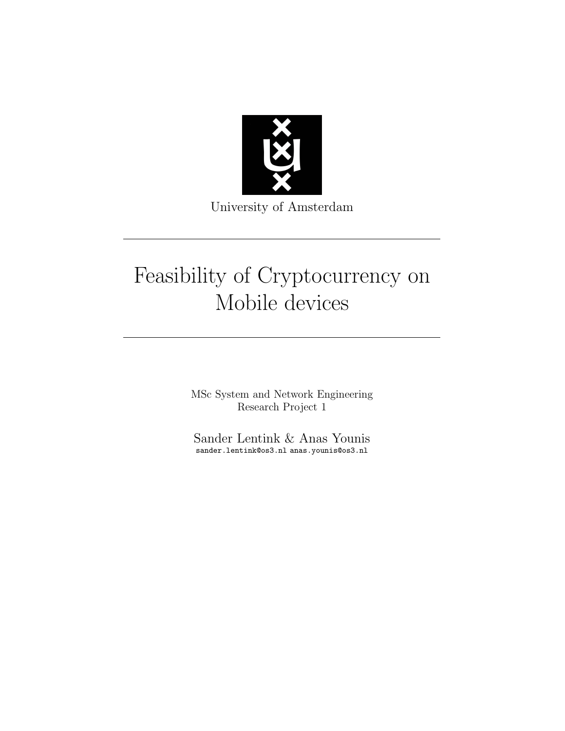University of Amsterdam

# Feasibility of Cryptocurrency on Mobile devices

MSc System and Network Engineering
Research Project 1

Sander Lentink & Anas Younis
sander.lentink@os3.nl anas.younis@os3.nl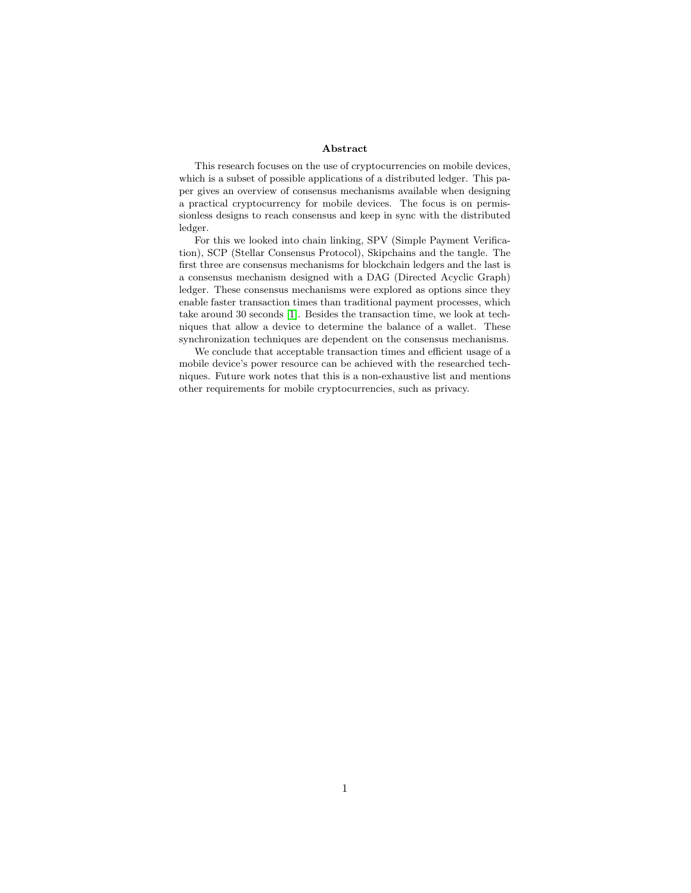## Abstract

This research focuses on the use of cryptocurrencies on mobile devices, which is a subset of possible applications of a distributed ledger. This paper gives an overview of consensus mechanisms available when designing a practical cryptocurrency for mobile devices. The focus is on permissionless designs to reach consensus and keep in sync with the distributed ledger.

For this we looked into chain linking, SPV (Simple Payment Verification), SCP (Stellar Consensus Protocol), Skipchains and the tangle. The first three are consensus mechanisms for blockchain ledgers and the last is a consensus mechanism designed with a DAG (Directed Acyclic Graph) ledger. These consensus mechanisms were explored as options since they enable faster transaction times than traditional payment processes, which take around 30 seconds [1]. Besides the transaction time, we look at techniques that allow a device to determine the balance of a wallet. These synchronization techniques are dependent on the consensus mechanisms.

We conclude that acceptable transaction times and efficient usage of a mobile device's power resource can be achieved with the researched techniques. Future work notes that this is a non-exhaustive list and mentions other requirements for mobile cryptocurrencies, such as privacy.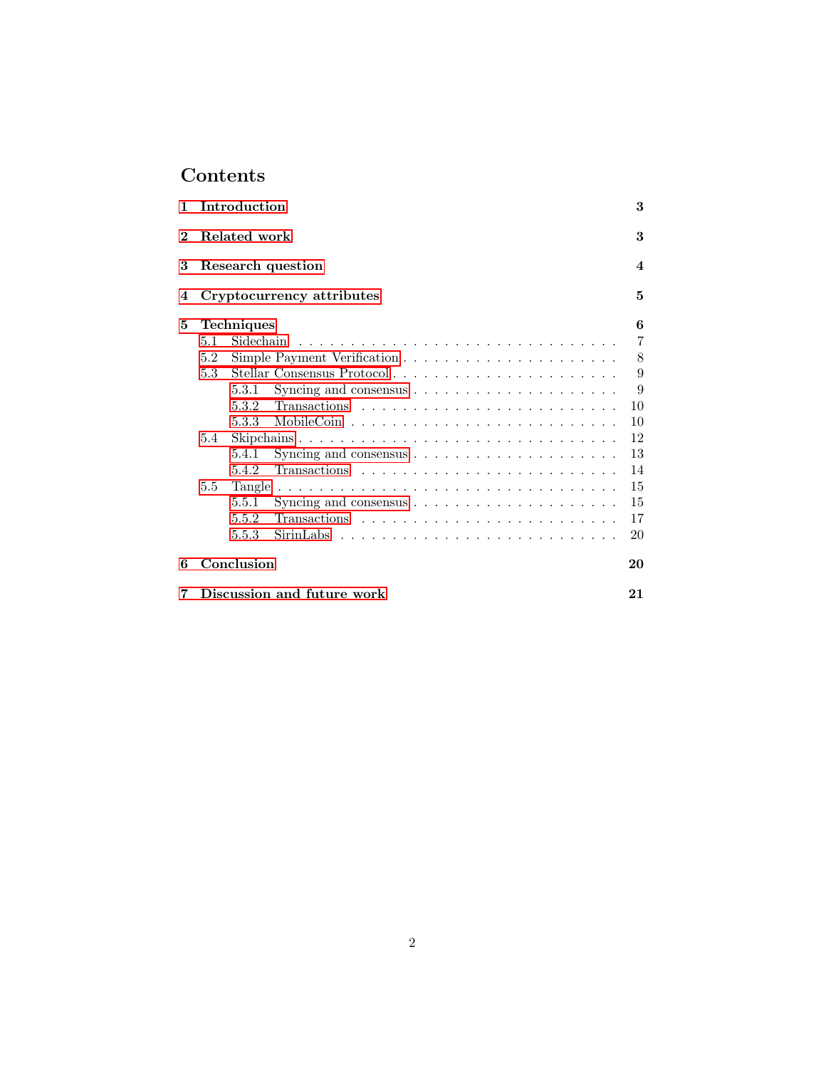# Contents

**1 Introduction** **3**

**2 Related work** **3**

**3 Research question** **4**

**4 Cryptocurrency attributes** **5**

**5 Techniques** **6**

- 5.1 Sidechain . . . . . . . . . . . . . . . . . . . . . . . . . . . . . . 7
- 5.2 Simple Payment Verification . . . . . . . . . . . . . . . . . . . . 8
- 5.3 Stellar Consensus Protocol . . . . . . . . . . . . . . . . . . . . . 9
  - 5.3.1 Syncing and consensus . . . . . . . . . . . . . . . . . . . 9
  - 5.3.2 Transactions . . . . . . . . . . . . . . . . . . . . . . . . 10
  - 5.3.3 MobileCoin . . . . . . . . . . . . . . . . . . . . . . . . . 10
- 5.4 Skipchains . . . . . . . . . . . . . . . . . . . . . . . . . . . . . . 12
  - 5.4.1 Syncing and consensus . . . . . . . . . . . . . . . . . . . 13
  - 5.4.2 Transactions . . . . . . . . . . . . . . . . . . . . . . . . 14
- 5.5 Tangle . . . . . . . . . . . . . . . . . . . . . . . . . . . . . . . . 15
  - 5.5.1 Syncing and consensus . . . . . . . . . . . . . . . . . . . 15
  - 5.5.2 Transactions . . . . . . . . . . . . . . . . . . . . . . . . 17
  - 5.5.3 SirinLabs . . . . . . . . . . . . . . . . . . . . . . . . . . 20

**6 Conclusion** **20**

**7 Discussion and future work** **21**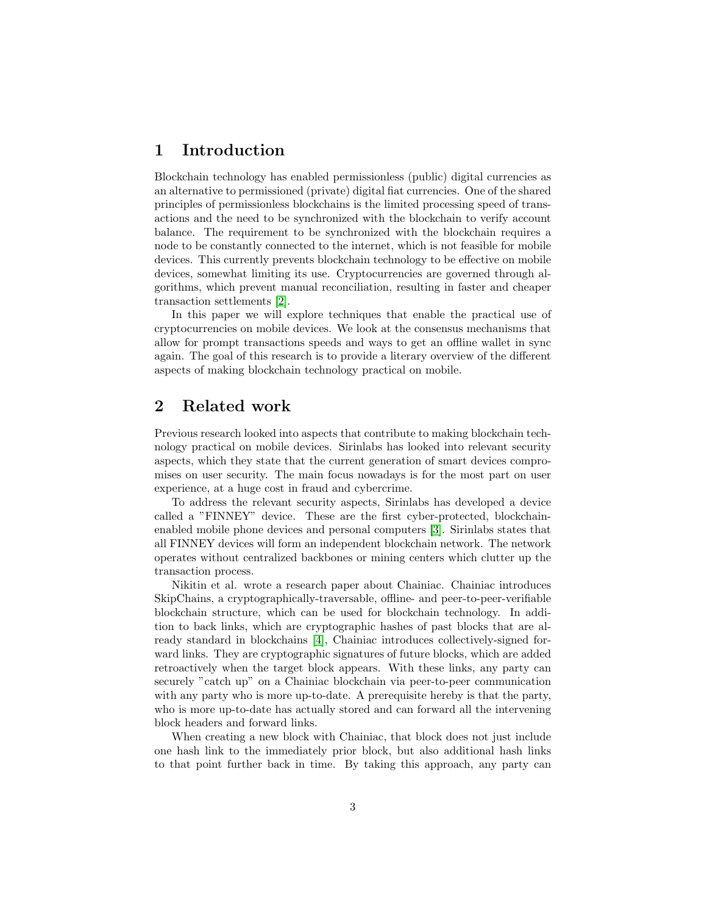# 1 Introduction

Blockchain technology has enabled permissionless (public) digital currencies as an alternative to permissioned (private) digital fiat currencies. One of the shared principles of permissionless blockchains is the limited processing speed of transactions and the need to be synchronized with the blockchain to verify account balance. The requirement to be synchronized with the blockchain requires a node to be constantly connected to the internet, which is not feasible for mobile devices. This currently prevents blockchain technology to be effective on mobile devices, somewhat limiting its use. Cryptocurrencies are governed through algorithms, which prevent manual reconciliation, resulting in faster and cheaper transaction settlements [2].

In this paper we will explore techniques that enable the practical use of cryptocurrencies on mobile devices. We look at the consensus mechanisms that allow for prompt transactions speeds and ways to get an offline wallet in sync again. The goal of this research is to provide a literary overview of the different aspects of making blockchain technology practical on mobile.

# 2 Related work

Previous research looked into aspects that contribute to making blockchain technology practical on mobile devices. Sirinlabs has looked into relevant security aspects, which they state that the current generation of smart devices compromises on user security. The main focus nowadays is for the most part on user experience, at a huge cost in fraud and cybercrime.

To address the relevant security aspects, Sirinlabs has developed a device called a "FINNEY" device. These are the first cyber-protected, blockchain-enabled mobile phone devices and personal computers [3]. Sirinlabs states that all FINNEY devices will form an independent blockchain network. The network operates without centralized backbones or mining centers which clutter up the transaction process.

Nikitin et al. wrote a research paper about Chainiac. Chainiac introduces SkipChains, a cryptographically-traversable, offline- and peer-to-peer-verifiable blockchain structure, which can be used for blockchain technology. In addition to back links, which are cryptographic hashes of past blocks that are already standard in blockchains [4], Chainiac introduces collectively-signed forward links. They are cryptographic signatures of future blocks, which are added retroactively when the target block appears. With these links, any party can securely "catch up" on a Chainiac blockchain via peer-to-peer communication with any party who is more up-to-date. A prerequisite hereby is that the party, who is more up-to-date has actually stored and can forward all the intervening block headers and forward links.

When creating a new block with Chainiac, that block does not just include one hash link to the immediately prior block, but also additional hash links to that point further back in time. By taking this approach, any party can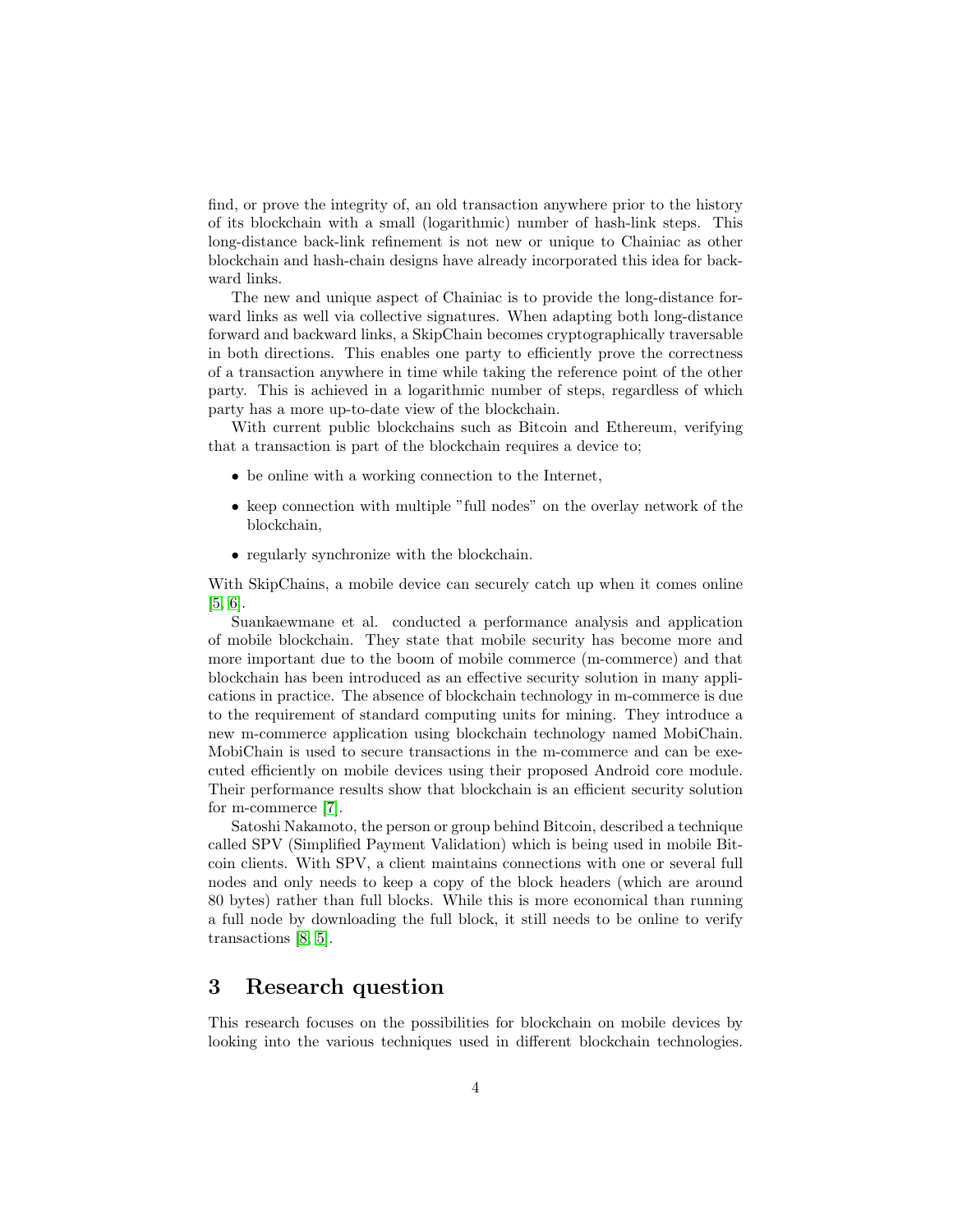find, or prove the integrity of, an old transaction anywhere prior to the history of its blockchain with a small (logarithmic) number of hash-link steps. This long-distance back-link refinement is not new or unique to Chainiac as other blockchain and hash-chain designs have already incorporated this idea for backward links.

The new and unique aspect of Chainiac is to provide the long-distance forward links as well via collective signatures. When adapting both long-distance forward and backward links, a SkipChain becomes cryptographically traversable in both directions. This enables one party to efficiently prove the correctness of a transaction anywhere in time while taking the reference point of the other party. This is achieved in a logarithmic number of steps, regardless of which party has a more up-to-date view of the blockchain.

With current public blockchains such as Bitcoin and Ethereum, verifying that a transaction is part of the blockchain requires a device to;

- be online with a working connection to the Internet,
- keep connection with multiple "full nodes" on the overlay network of the blockchain,
- regularly synchronize with the blockchain.

With SkipChains, a mobile device can securely catch up when it comes online [5, 6].

Suankaewmane et al. conducted a performance analysis and application of mobile blockchain. They state that mobile security has become more and more important due to the boom of mobile commerce (m-commerce) and that blockchain has been introduced as an effective security solution in many applications in practice. The absence of blockchain technology in m-commerce is due to the requirement of standard computing units for mining. They introduce a new m-commerce application using blockchain technology named MobiChain. MobiChain is used to secure transactions in the m-commerce and can be executed efficiently on mobile devices using their proposed Android core module. Their performance results show that blockchain is an efficient security solution for m-commerce [7].

Satoshi Nakamoto, the person or group behind Bitcoin, described a technique called SPV (Simplified Payment Validation) which is being used in mobile Bitcoin clients. With SPV, a client maintains connections with one or several full nodes and only needs to keep a copy of the block headers (which are around 80 bytes) rather than full blocks. While this is more economical than running a full node by downloading the full block, it still needs to be online to verify transactions [8, 5].

## 3 Research question

This research focuses on the possibilities for blockchain on mobile devices by looking into the various techniques used in different blockchain technologies.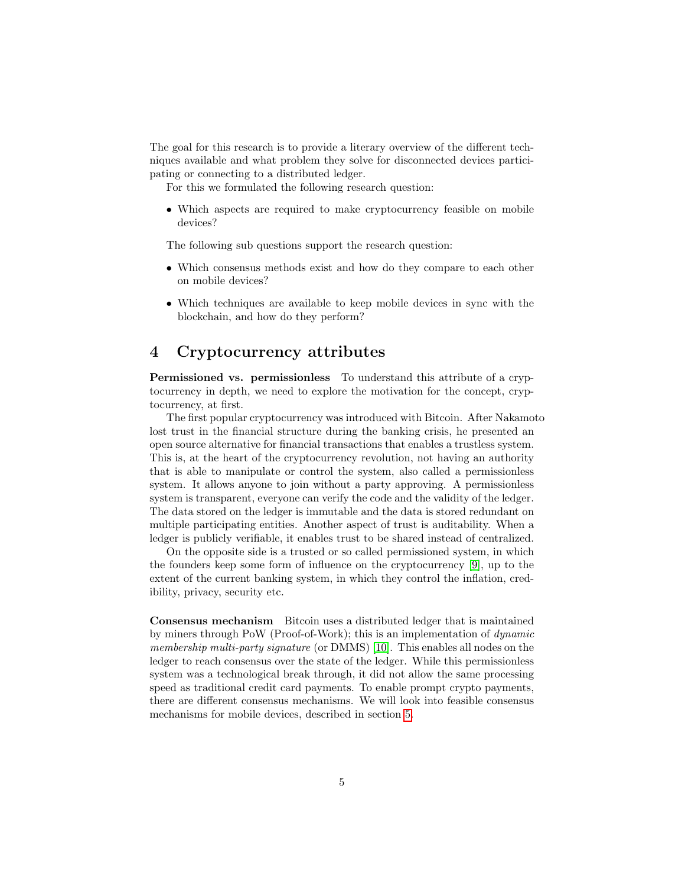The goal for this research is to provide a literary overview of the different techniques available and what problem they solve for disconnected devices participating or connecting to a distributed ledger.

For this we formulated the following research question:

- Which aspects are required to make cryptocurrency feasible on mobile devices?

The following sub questions support the research question:

- Which consensus methods exist and how do they compare to each other on mobile devices?
- Which techniques are available to keep mobile devices in sync with the blockchain, and how do they perform?

# 4 Cryptocurrency attributes

**Permissioned vs. permissionless** To understand this attribute of a cryptocurrency in depth, we need to explore the motivation for the concept, cryptocurrency, at first.

The first popular cryptocurrency was introduced with Bitcoin. After Nakamoto lost trust in the financial structure during the banking crisis, he presented an open source alternative for financial transactions that enables a trustless system. This is, at the heart of the cryptocurrency revolution, not having an authority that is able to manipulate or control the system, also called a permissionless system. It allows anyone to join without a party approving. A permissionless system is transparent, everyone can verify the code and the validity of the ledger. The data stored on the ledger is immutable and the data is stored redundant on multiple participating entities. Another aspect of trust is auditability. When a ledger is publicly verifiable, it enables trust to be shared instead of centralized.

On the opposite side is a trusted or so called permissioned system, in which the founders keep some form of influence on the cryptocurrency [9], up to the extent of the current banking system, in which they control the inflation, credibility, privacy, security etc.

**Consensus mechanism** Bitcoin uses a distributed ledger that is maintained by miners through PoW (Proof-of-Work); this is an implementation of *dynamic membership multi-party signature* (or DMMS) [10]. This enables all nodes on the ledger to reach consensus over the state of the ledger. While this permissionless system was a technological break through, it did not allow the same processing speed as traditional credit card payments. To enable prompt crypto payments, there are different consensus mechanisms. We will look into feasible consensus mechanisms for mobile devices, described in section 5.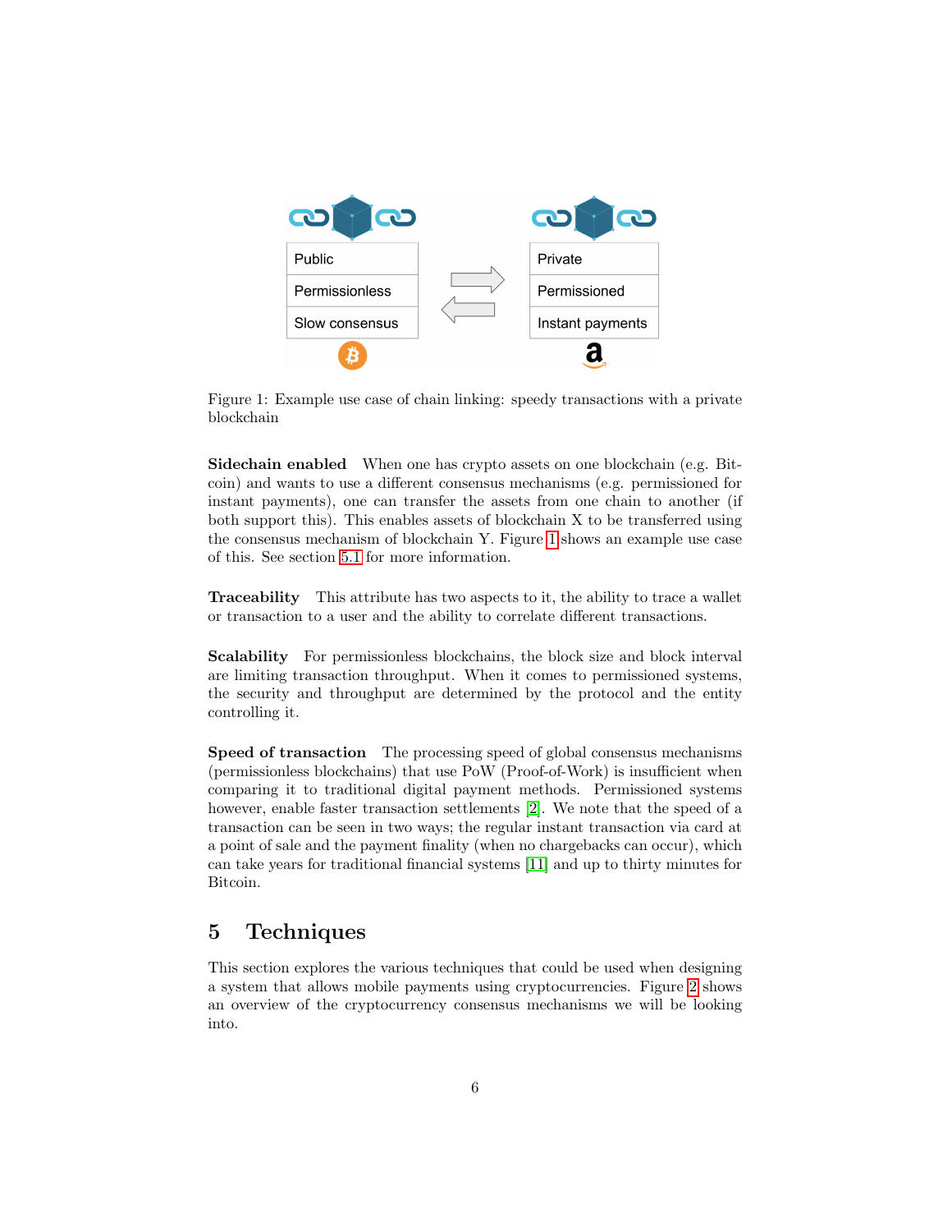Figure 1: Example use case of chain linking: speedy transactions with a private blockchain

**Sidechain enabled** When one has crypto assets on one blockchain (e.g. Bitcoin) and wants to use a different consensus mechanisms (e.g. permissioned for instant payments), one can transfer the assets from one chain to another (if both support this). This enables assets of blockchain X to be transferred using the consensus mechanism of blockchain Y. Figure 1 shows an example use case of this. See section 5.1 for more information.

**Traceability** This attribute has two aspects to it, the ability to trace a wallet or transaction to a user and the ability to correlate different transactions.

**Scalability** For permissionless blockchains, the block size and block interval are limiting transaction throughput. When it comes to permissioned systems, the security and throughput are determined by the protocol and the entity controlling it.

**Speed of transaction** The processing speed of global consensus mechanisms (permissionless blockchains) that use PoW (Proof-of-Work) is insufficient when comparing it to traditional digital payment methods. Permissioned systems however, enable faster transaction settlements [2]. We note that the speed of a transaction can be seen in two ways; the regular instant transaction via card at a point of sale and the payment finality (when no chargebacks can occur), which can take years for traditional financial systems [11] and up to thirty minutes for Bitcoin.

## 5 Techniques

This section explores the various techniques that could be used when designing a system that allows mobile payments using cryptocurrencies. Figure 2 shows an overview of the cryptocurrency consensus mechanisms we will be looking into.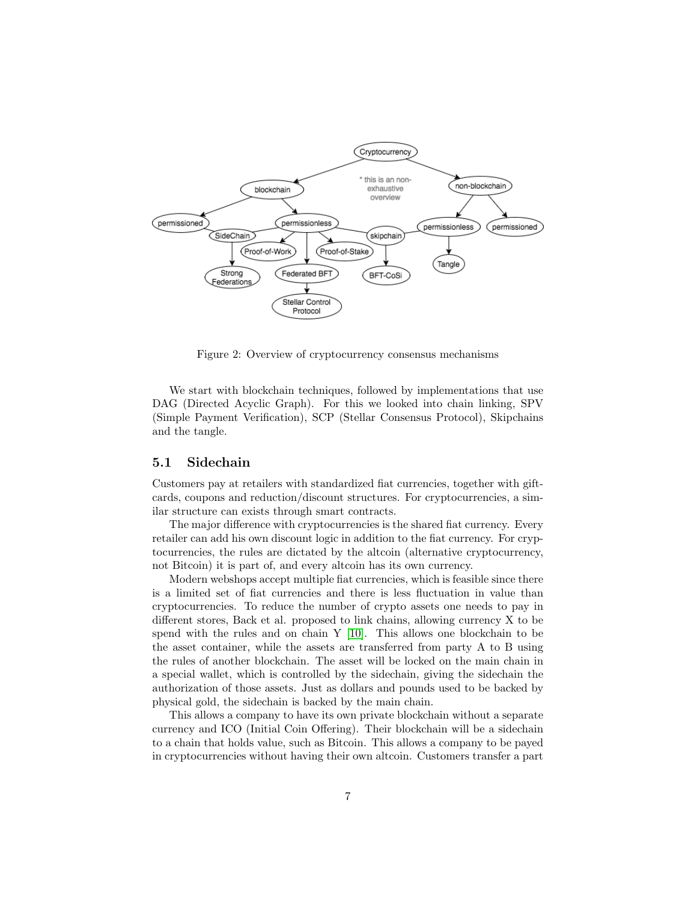Figure 2: Overview of cryptocurrency consensus mechanisms

We start with blockchain techniques, followed by implementations that use DAG (Directed Acyclic Graph). For this we looked into chain linking, SPV (Simple Payment Verification), SCP (Stellar Consensus Protocol), Skipchains and the tangle.

## 5.1 Sidechain

Customers pay at retailers with standardized fiat currencies, together with gift-cards, coupons and reduction/discount structures. For cryptocurrencies, a similar structure can exists through smart contracts.

The major difference with cryptocurrencies is the shared fiat currency. Every retailer can add his own discount logic in addition to the fiat currency. For cryptocurrencies, the rules are dictated by the altcoin (alternative cryptocurrency, not Bitcoin) it is part of, and every altcoin has its own currency.

Modern webshops accept multiple fiat currencies, which is feasible since there is a limited set of fiat currencies and there is less fluctuation in value than cryptocurrencies. To reduce the number of crypto assets one needs to pay in different stores, Back et al. proposed to link chains, allowing currency X to be spend with the rules and on chain Y [10]. This allows one blockchain to be the asset container, while the assets are transferred from party A to B using the rules of another blockchain. The asset will be locked on the main chain in a special wallet, which is controlled by the sidechain, giving the sidechain the authorization of those assets. Just as dollars and pounds used to be backed by physical gold, the sidechain is backed by the main chain.

This allows a company to have its own private blockchain without a separate currency and ICO (Initial Coin Offering). Their blockchain will be a sidechain to a chain that holds value, such as Bitcoin. This allows a company to be payed in cryptocurrencies without having their own altcoin. Customers transfer a part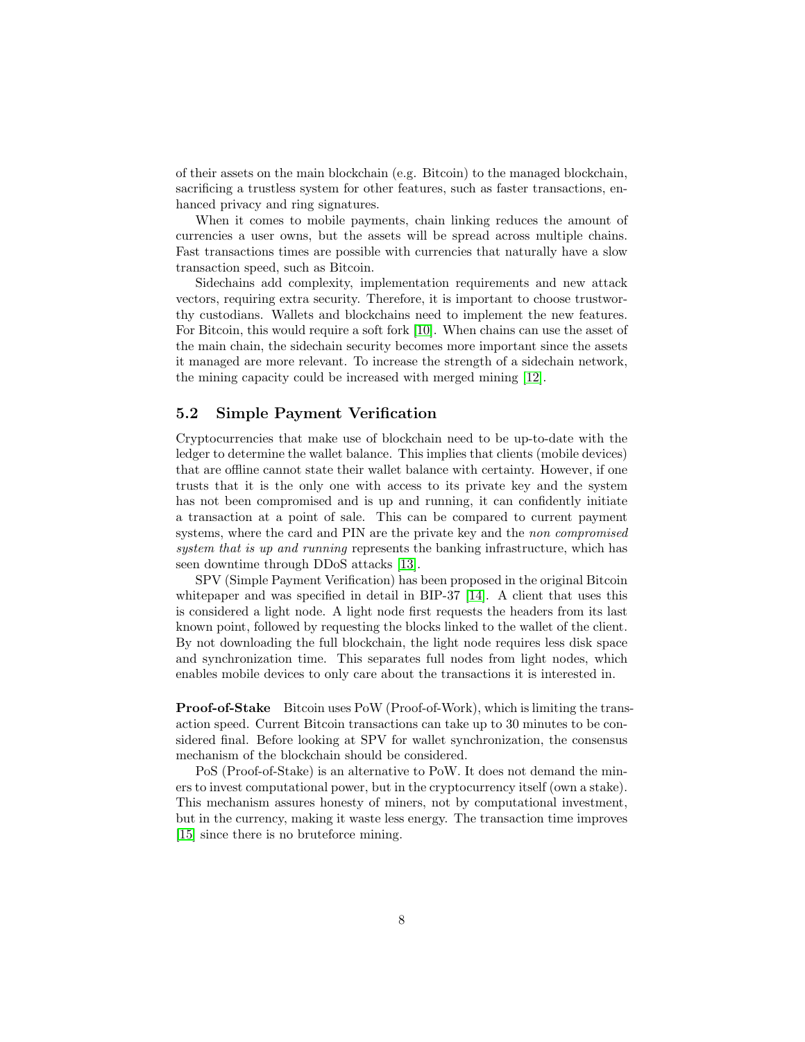of their assets on the main blockchain (e.g. Bitcoin) to the managed blockchain, sacrificing a trustless system for other features, such as faster transactions, enhanced privacy and ring signatures.

When it comes to mobile payments, chain linking reduces the amount of currencies a user owns, but the assets will be spread across multiple chains. Fast transactions times are possible with currencies that naturally have a slow transaction speed, such as Bitcoin.

Sidechains add complexity, implementation requirements and new attack vectors, requiring extra security. Therefore, it is important to choose trustworthy custodians. Wallets and blockchains need to implement the new features. For Bitcoin, this would require a soft fork [10]. When chains can use the asset of the main chain, the sidechain security becomes more important since the assets it managed are more relevant. To increase the strength of a sidechain network, the mining capacity could be increased with merged mining [12].

### 5.2 Simple Payment Verification

Cryptocurrencies that make use of blockchain need to be up-to-date with the ledger to determine the wallet balance. This implies that clients (mobile devices) that are offline cannot state their wallet balance with certainty. However, if one trusts that it is the only one with access to its private key and the system has not been compromised and is up and running, it can confidently initiate a transaction at a point of sale. This can be compared to current payment systems, where the card and PIN are the private key and the *non compromised system that is up and running* represents the banking infrastructure, which has seen downtime through DDoS attacks [13].

SPV (Simple Payment Verification) has been proposed in the original Bitcoin whitepaper and was specified in detail in BIP-37 [14]. A client that uses this is considered a light node. A light node first requests the headers from its last known point, followed by requesting the blocks linked to the wallet of the client. By not downloading the full blockchain, the light node requires less disk space and synchronization time. This separates full nodes from light nodes, which enables mobile devices to only care about the transactions it is interested in.

**Proof-of-Stake** Bitcoin uses PoW (Proof-of-Work), which is limiting the transaction speed. Current Bitcoin transactions can take up to 30 minutes to be considered final. Before looking at SPV for wallet synchronization, the consensus mechanism of the blockchain should be considered.

PoS (Proof-of-Stake) is an alternative to PoW. It does not demand the miners to invest computational power, but in the cryptocurrency itself (own a stake). This mechanism assures honesty of miners, not by computational investment, but in the currency, making it waste less energy. The transaction time improves [15] since there is no bruteforce mining.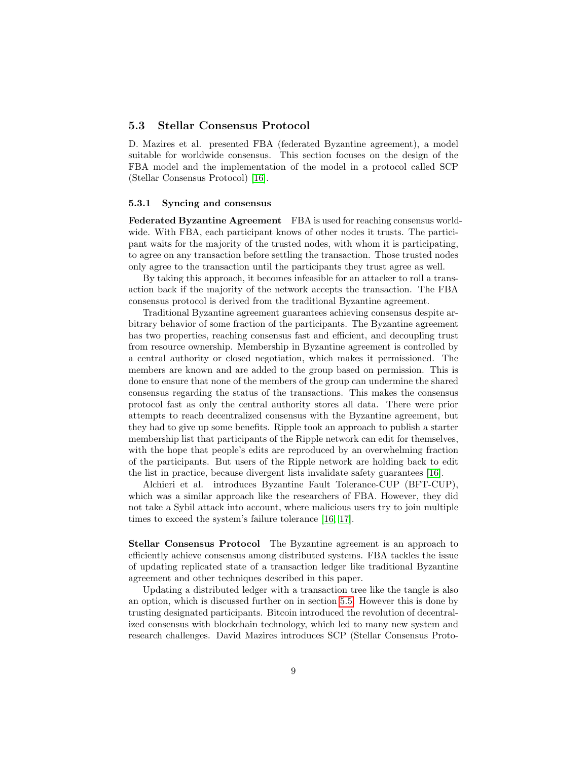## 5.3 Stellar Consensus Protocol

D. Mazires et al. presented FBA (federated Byzantine agreement), a model suitable for worldwide consensus. This section focuses on the design of the FBA model and the implementation of the model in a protocol called SCP (Stellar Consensus Protocol) [16].

### 5.3.1 Syncing and consensus

**Federated Byzantine Agreement** FBA is used for reaching consensus worldwide. With FBA, each participant knows of other nodes it trusts. The participant waits for the majority of the trusted nodes, with whom it is participating, to agree on any transaction before settling the transaction. Those trusted nodes only agree to the transaction until the participants they trust agree as well.

By taking this approach, it becomes infeasible for an attacker to roll a transaction back if the majority of the network accepts the transaction. The FBA consensus protocol is derived from the traditional Byzantine agreement.

Traditional Byzantine agreement guarantees achieving consensus despite arbitrary behavior of some fraction of the participants. The Byzantine agreement has two properties, reaching consensus fast and efficient, and decoupling trust from resource ownership. Membership in Byzantine agreement is controlled by a central authority or closed negotiation, which makes it permissioned. The members are known and are added to the group based on permission. This is done to ensure that none of the members of the group can undermine the shared consensus regarding the status of the transactions. This makes the consensus protocol fast as only the central authority stores all data. There were prior attempts to reach decentralized consensus with the Byzantine agreement, but they had to give up some benefits. Ripple took an approach to publish a starter membership list that participants of the Ripple network can edit for themselves, with the hope that people's edits are reproduced by an overwhelming fraction of the participants. But users of the Ripple network are holding back to edit the list in practice, because divergent lists invalidate safety guarantees [16].

Alchieri et al. introduces Byzantine Fault Tolerance-CUP (BFT-CUP), which was a similar approach like the researchers of FBA. However, they did not take a Sybil attack into account, where malicious users try to join multiple times to exceed the system's failure tolerance [16, 17].

**Stellar Consensus Protocol** The Byzantine agreement is an approach to efficiently achieve consensus among distributed systems. FBA tackles the issue of updating replicated state of a transaction ledger like traditional Byzantine agreement and other techniques described in this paper.

Updating a distributed ledger with a transaction tree like the tangle is also an option, which is discussed further on in section 5.5. However this is done by trusting designated participants. Bitcoin introduced the revolution of decentralized consensus with blockchain technology, which led to many new system and research challenges. David Mazires introduces SCP (Stellar Consensus Proto-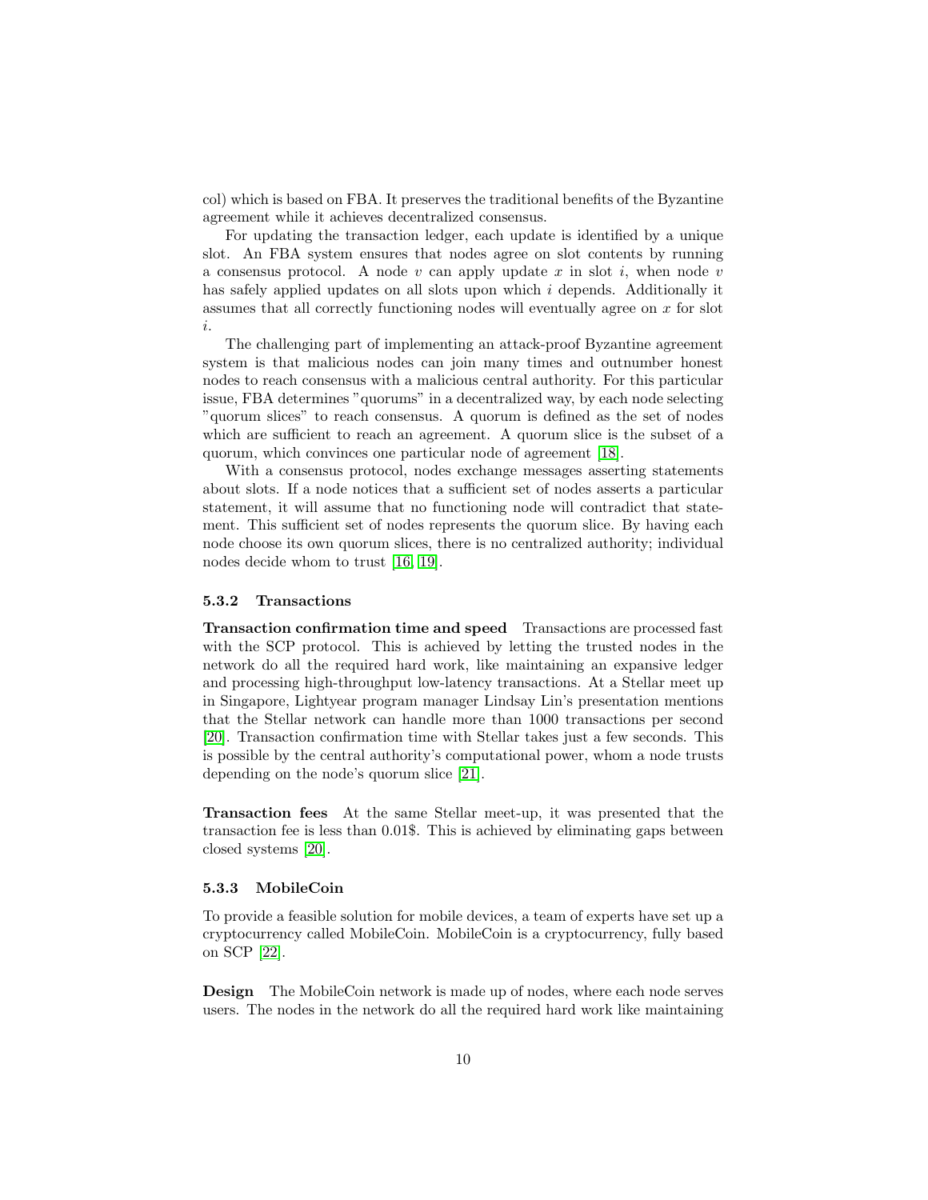col) which is based on FBA. It preserves the traditional benefits of the Byzantine agreement while it achieves decentralized consensus.

For updating the transaction ledger, each update is identified by a unique slot. An FBA system ensures that nodes agree on slot contents by running a consensus protocol. A node $v$ can apply update $x$ in slot $i$, when node $v$ has safely applied updates on all slots upon which $i$ depends. Additionally it assumes that all correctly functioning nodes will eventually agree on $x$ for slot $i$.

The challenging part of implementing an attack-proof Byzantine agreement system is that malicious nodes can join many times and outnumber honest nodes to reach consensus with a malicious central authority. For this particular issue, FBA determines "quorums" in a decentralized way, by each node selecting "quorum slices" to reach consensus. A quorum is defined as the set of nodes which are sufficient to reach an agreement. A quorum slice is the subset of a quorum, which convinces one particular node of agreement [18].

With a consensus protocol, nodes exchange messages asserting statements about slots. If a node notices that a sufficient set of nodes asserts a particular statement, it will assume that no functioning node will contradict that statement. This sufficient set of nodes represents the quorum slice. By having each node choose its own quorum slices, there is no centralized authority; individual nodes decide whom to trust [16, 19].

#### 5.3.2 Transactions

**Transaction confirmation time and speed** Transactions are processed fast with the SCP protocol. This is achieved by letting the trusted nodes in the network do all the required hard work, like maintaining an expansive ledger and processing high-throughput low-latency transactions. At a Stellar meet up in Singapore, Lightyear program manager Lindsay Lin's presentation mentions that the Stellar network can handle more than 1000 transactions per second [20]. Transaction confirmation time with Stellar takes just a few seconds. This is possible by the central authority's computational power, whom a node trusts depending on the node's quorum slice [21].

**Transaction fees** At the same Stellar meet-up, it was presented that the transaction fee is less than 0.01$. This is achieved by eliminating gaps between closed systems [20].

#### 5.3.3 MobileCoin

To provide a feasible solution for mobile devices, a team of experts have set up a cryptocurrency called MobileCoin. MobileCoin is a cryptocurrency, fully based on SCP [22].

**Design** The MobileCoin network is made up of nodes, where each node serves users. The nodes in the network do all the required hard work like maintaining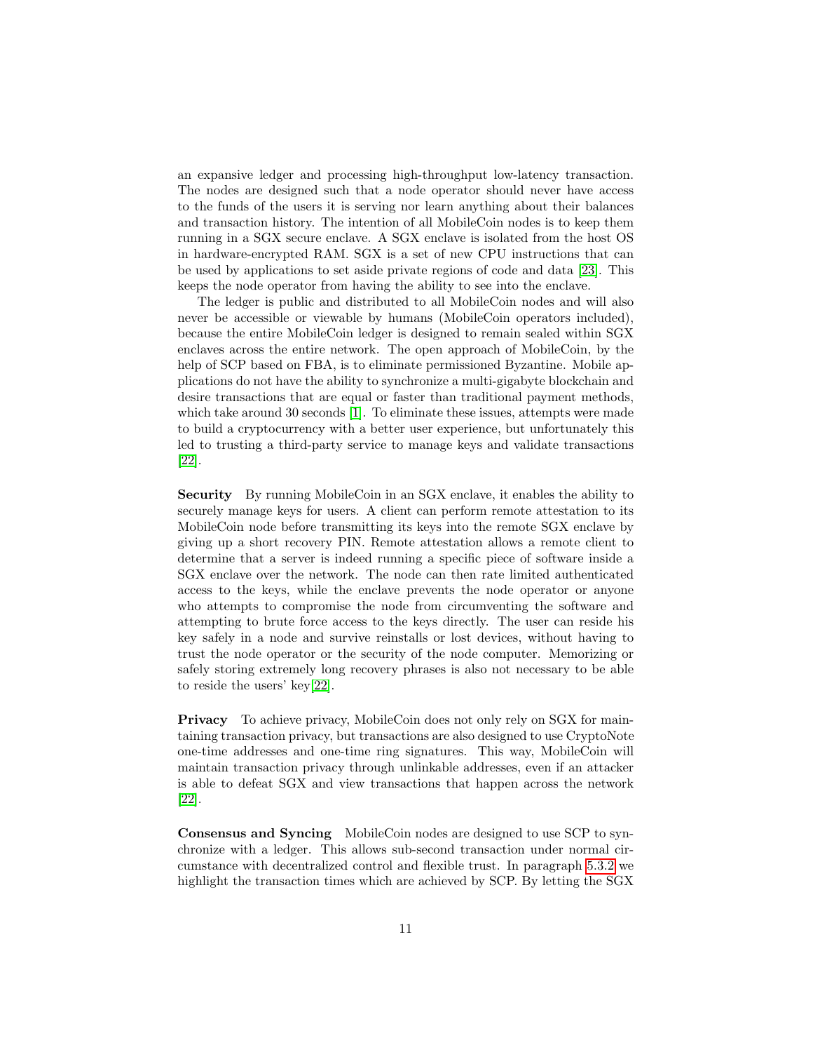an expansive ledger and processing high-throughput low-latency transaction. The nodes are designed such that a node operator should never have access to the funds of the users it is serving nor learn anything about their balances and transaction history. The intention of all MobileCoin nodes is to keep them running in a SGX secure enclave. A SGX enclave is isolated from the host OS in hardware-encrypted RAM. SGX is a set of new CPU instructions that can be used by applications to set aside private regions of code and data [23]. This keeps the node operator from having the ability to see into the enclave.

The ledger is public and distributed to all MobileCoin nodes and will also never be accessible or viewable by humans (MobileCoin operators included), because the entire MobileCoin ledger is designed to remain sealed within SGX enclaves across the entire network. The open approach of MobileCoin, by the help of SCP based on FBA, is to eliminate permissioned Byzantine. Mobile applications do not have the ability to synchronize a multi-gigabyte blockchain and desire transactions that are equal or faster than traditional payment methods, which take around 30 seconds [1]. To eliminate these issues, attempts were made to build a cryptocurrency with a better user experience, but unfortunately this led to trusting a third-party service to manage keys and validate transactions [22].

**Security** By running MobileCoin in an SGX enclave, it enables the ability to securely manage keys for users. A client can perform remote attestation to its MobileCoin node before transmitting its keys into the remote SGX enclave by giving up a short recovery PIN. Remote attestation allows a remote client to determine that a server is indeed running a specific piece of software inside a SGX enclave over the network. The node can then rate limited authenticated access to the keys, while the enclave prevents the node operator or anyone who attempts to compromise the node from circumventing the software and attempting to brute force access to the keys directly. The user can reside his key safely in a node and survive reinstalls or lost devices, without having to trust the node operator or the security of the node computer. Memorizing or safely storing extremely long recovery phrases is also not necessary to be able to reside the users' key[22].

**Privacy** To achieve privacy, MobileCoin does not only rely on SGX for maintaining transaction privacy, but transactions are also designed to use CryptoNote one-time addresses and one-time ring signatures. This way, MobileCoin will maintain transaction privacy through unlinkable addresses, even if an attacker is able to defeat SGX and view transactions that happen across the network [22].

**Consensus and Syncing** MobileCoin nodes are designed to use SCP to synchronize with a ledger. This allows sub-second transaction under normal circumstance with decentralized control and flexible trust. In paragraph 5.3.2 we highlight the transaction times which are achieved by SCP. By letting the SGX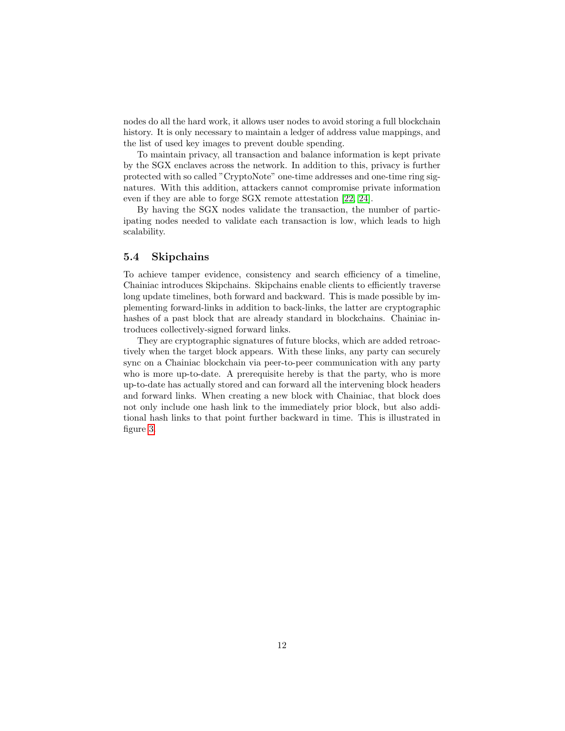nodes do all the hard work, it allows user nodes to avoid storing a full blockchain history. It is only necessary to maintain a ledger of address value mappings, and the list of used key images to prevent double spending.

To maintain privacy, all transaction and balance information is kept private by the SGX enclaves across the network. In addition to this, privacy is further protected with so called "CryptoNote" one-time addresses and one-time ring signatures. With this addition, attackers cannot compromise private information even if they are able to forge SGX remote attestation [22, 24].

By having the SGX nodes validate the transaction, the number of participating nodes needed to validate each transaction is low, which leads to high scalability.

### 5.4 Skipchains

To achieve tamper evidence, consistency and search efficiency of a timeline, Chainiac introduces Skipchains. Skipchains enable clients to efficiently traverse long update timelines, both forward and backward. This is made possible by implementing forward-links in addition to back-links, the latter are cryptographic hashes of a past block that are already standard in blockchains. Chainiac introduces collectively-signed forward links.

They are cryptographic signatures of future blocks, which are added retroactively when the target block appears. With these links, any party can securely sync on a Chainiac blockchain via peer-to-peer communication with any party who is more up-to-date. A prerequisite hereby is that the party, who is more up-to-date has actually stored and can forward all the intervening block headers and forward links. When creating a new block with Chainiac, that block does not only include one hash link to the immediately prior block, but also additional hash links to that point further backward in time. This is illustrated in figure 3.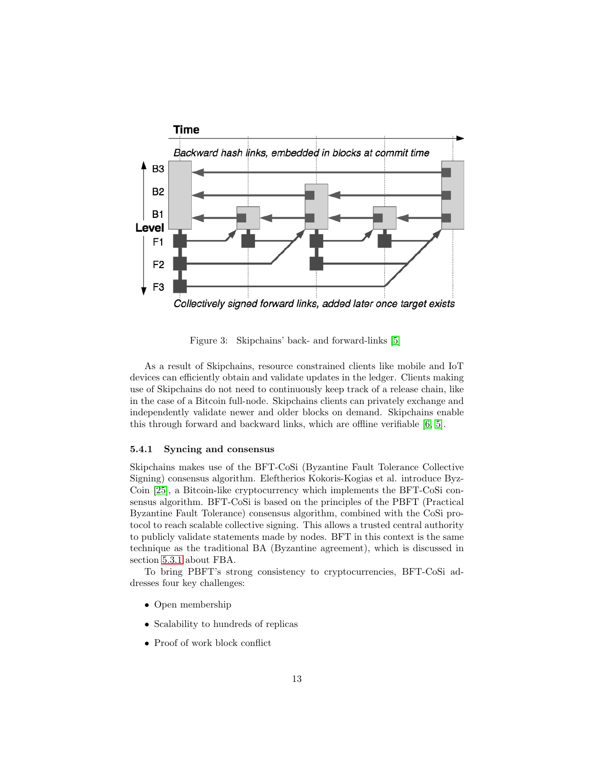Figure 3: Skipchains' back- and forward-links [5]

As a result of Skipchains, resource constrained clients like mobile and IoT devices can efficiently obtain and validate updates in the ledger. Clients making use of Skipchains do not need to continuously keep track of a release chain, like in the case of a Bitcoin full-node. Skipchains clients can privately exchange and independently validate newer and older blocks on demand. Skipchains enable this through forward and backward links, which are offline verifiable [6, 5].

#### 5.4.1 Syncing and consensus

Skipchains makes use of the BFT-CoSi (Byzantine Fault Tolerance Collective Signing) consensus algorithm. Eleftherios Kokoris-Kogias et al. introduce ByzCoin [25], a Bitcoin-like cryptocurrency which implements the BFT-CoSi consensus algorithm. BFT-CoSi is based on the principles of the PBFT (Practical Byzantine Fault Tolerance) consensus algorithm, combined with the CoSi protocol to reach scalable collective signing. This allows a trusted central authority to publicly validate statements made by nodes. BFT in this context is the same technique as the traditional BA (Byzantine agreement), which is discussed in section 5.3.1 about FBA.

To bring PBFT's strong consistency to cryptocurrencies, BFT-CoSi addresses four key challenges:

- Open membership
- Scalability to hundreds of replicas
- Proof of work block conflict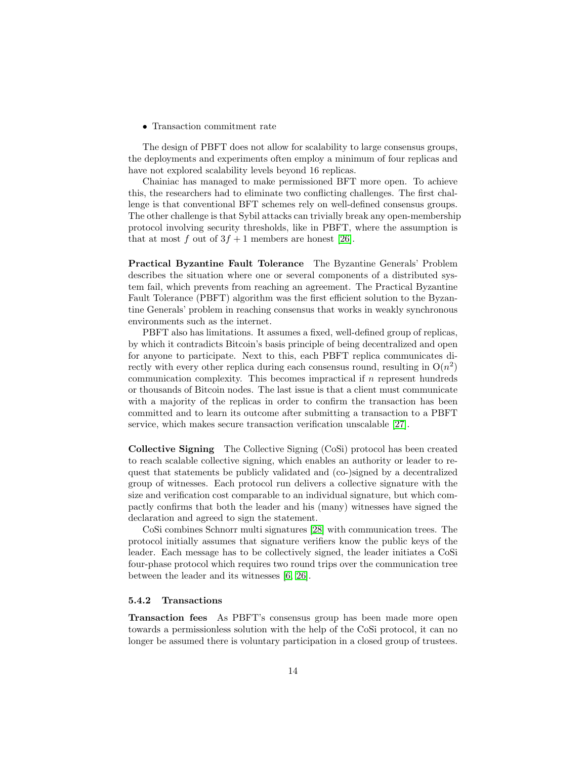- Transaction commitment rate

The design of PBFT does not allow for scalability to large consensus groups, the deployments and experiments often employ a minimum of four replicas and have not explored scalability levels beyond 16 replicas.

Chainiac has managed to make permissioned BFT more open. To achieve this, the researchers had to eliminate two conflicting challenges. The first challenge is that conventional BFT schemes rely on well-defined consensus groups. The other challenge is that Sybil attacks can trivially break any open-membership protocol involving security thresholds, like in PBFT, where the assumption is that at most $f$ out of $3f + 1$ members are honest [26].

**Practical Byzantine Fault Tolerance** The Byzantine Generals' Problem describes the situation where one or several components of a distributed system fail, which prevents from reaching an agreement. The Practical Byzantine Fault Tolerance (PBFT) algorithm was the first efficient solution to the Byzantine Generals' problem in reaching consensus that works in weakly synchronous environments such as the internet.

PBFT also has limitations. It assumes a fixed, well-defined group of replicas, by which it contradicts Bitcoin's basis principle of being decentralized and open for anyone to participate. Next to this, each PBFT replica communicates directly with every other replica during each consensus round, resulting in $O(n^2)$ communication complexity. This becomes impractical if $n$ represent hundreds or thousands of Bitcoin nodes. The last issue is that a client must communicate with a majority of the replicas in order to confirm the transaction has been committed and to learn its outcome after submitting a transaction to a PBFT service, which makes secure transaction verification unscalable [27].

**Collective Signing** The Collective Signing (CoSi) protocol has been created to reach scalable collective signing, which enables an authority or leader to request that statements be publicly validated and (co-)signed by a decentralized group of witnesses. Each protocol run delivers a collective signature with the size and verification cost comparable to an individual signature, but which compactly confirms that both the leader and his (many) witnesses have signed the declaration and agreed to sign the statement.

CoSi combines Schnorr multi signatures [28] with communication trees. The protocol initially assumes that signature verifiers know the public keys of the leader. Each message has to be collectively signed, the leader initiates a CoSi four-phase protocol which requires two round trips over the communication tree between the leader and its witnesses [6, 26].

#### 5.4.2 Transactions

**Transaction fees** As PBFT's consensus group has been made more open towards a permissionless solution with the help of the CoSi protocol, it can no longer be assumed there is voluntary participation in a closed group of trustees.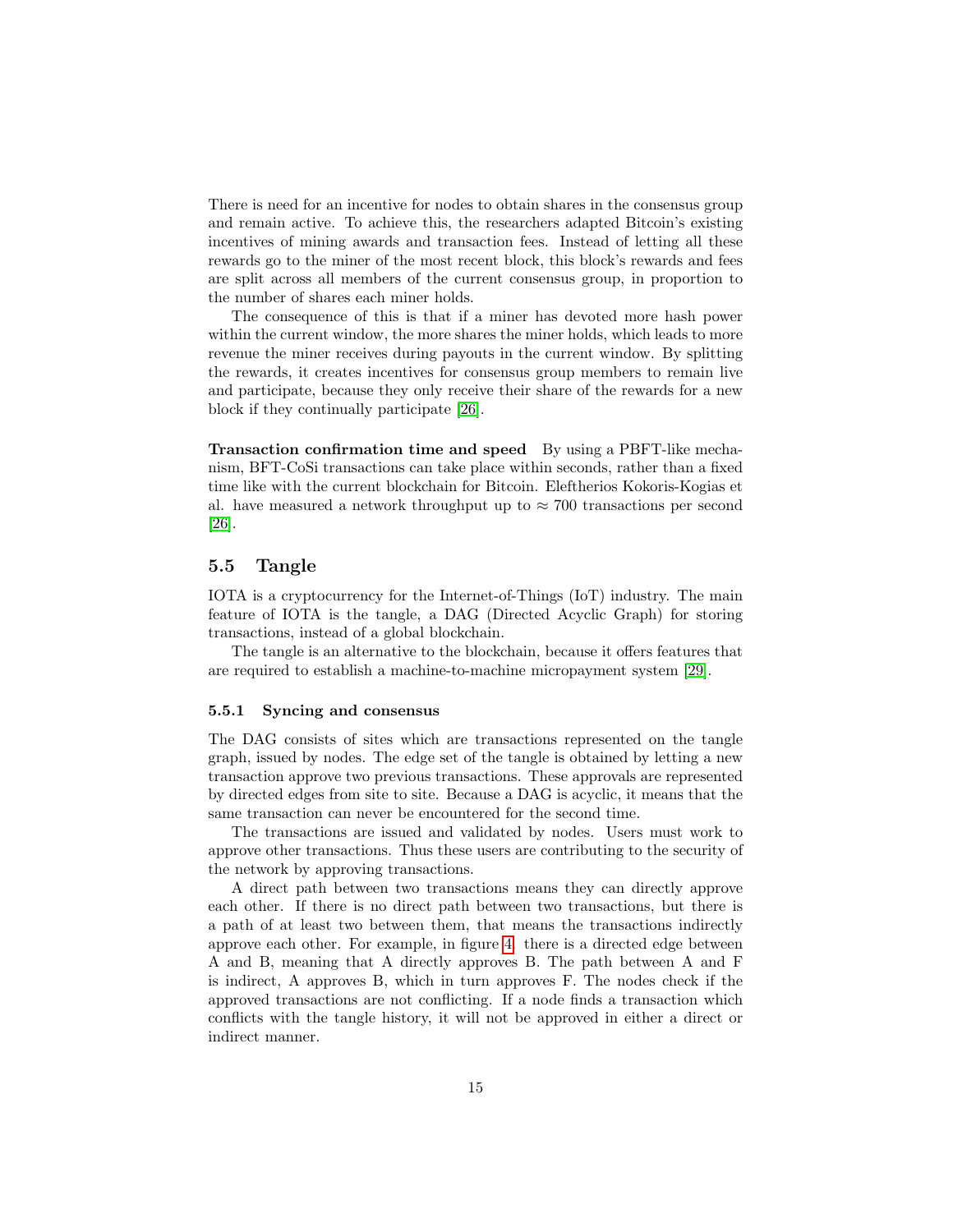There is need for an incentive for nodes to obtain shares in the consensus group and remain active. To achieve this, the researchers adapted Bitcoin's existing incentives of mining awards and transaction fees. Instead of letting all these rewards go to the miner of the most recent block, this block's rewards and fees are split across all members of the current consensus group, in proportion to the number of shares each miner holds.

The consequence of this is that if a miner has devoted more hash power within the current window, the more shares the miner holds, which leads to more revenue the miner receives during payouts in the current window. By splitting the rewards, it creates incentives for consensus group members to remain live and participate, because they only receive their share of the rewards for a new block if they continually participate [26].

**Transaction confirmation time and speed** By using a PBFT-like mechanism, BFT-CoSi transactions can take place within seconds, rather than a fixed time like with the current blockchain for Bitcoin. Eleftherios Kokoris-Kogias et al. have measured a network throughput up to $\approx 700$ transactions per second [26].

## 5.5 Tangle

IOTA is a cryptocurrency for the Internet-of-Things (IoT) industry. The main feature of IOTA is the tangle, a DAG (Directed Acyclic Graph) for storing transactions, instead of a global blockchain.

The tangle is an alternative to the blockchain, because it offers features that are required to establish a machine-to-machine micropayment system [29].

### 5.5.1 Syncing and consensus

The DAG consists of sites which are transactions represented on the tangle graph, issued by nodes. The edge set of the tangle is obtained by letting a new transaction approve two previous transactions. These approvals are represented by directed edges from site to site. Because a DAG is acyclic, it means that the same transaction can never be encountered for the second time.

The transactions are issued and validated by nodes. Users must work to approve other transactions. Thus these users are contributing to the security of the network by approving transactions.

A direct path between two transactions means they can directly approve each other. If there is no direct path between two transactions, but there is a path of at least two between them, that means the transactions indirectly approve each other. For example, in figure 4, there is a directed edge between A and B, meaning that A directly approves B. The path between A and F is indirect, A approves B, which in turn approves F. The nodes check if the approved transactions are not conflicting. If a node finds a transaction which conflicts with the tangle history, it will not be approved in either a direct or indirect manner.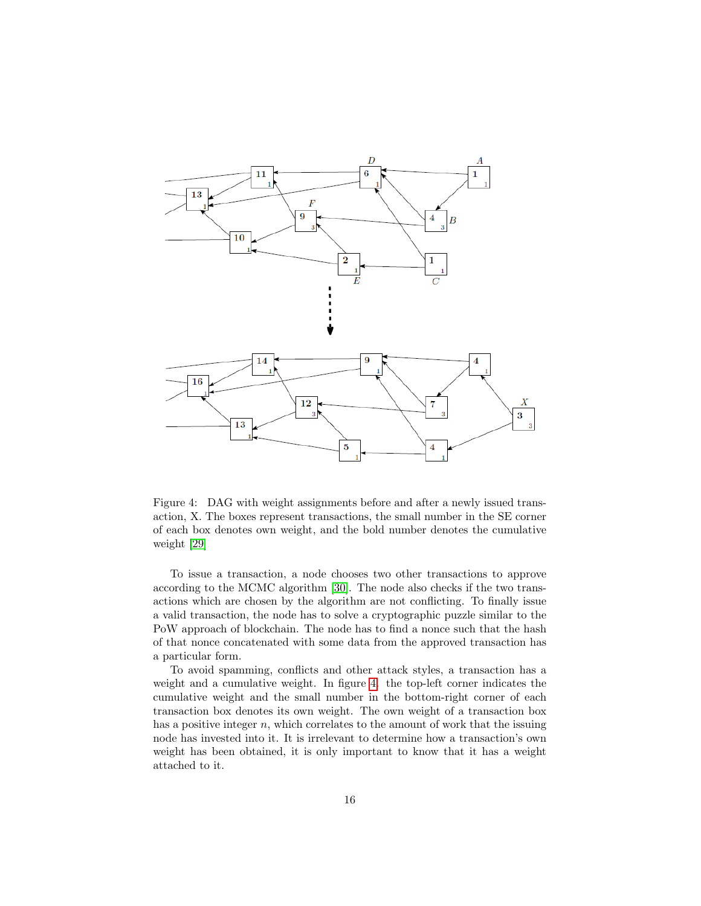Figure 4: DAG with weight assignments before and after a newly issued transaction, X. The boxes represent transactions, the small number in the SE corner of each box denotes own weight, and the bold number denotes the cumulative weight [29]

To issue a transaction, a node chooses two other transactions to approve according to the MCMC algorithm [30]. The node also checks if the two transactions which are chosen by the algorithm are not conflicting. To finally issue a valid transaction, the node has to solve a cryptographic puzzle similar to the PoW approach of blockchain. The node has to find a nonce such that the hash of that nonce concatenated with some data from the approved transaction has a particular form.

To avoid spamming, conflicts and other attack styles, a transaction has a weight and a cumulative weight. In figure 4, the top-left corner indicates the cumulative weight and the small number in the bottom-right corner of each transaction box denotes its own weight. The own weight of a transaction box has a positive integer $n$, which correlates to the amount of work that the issuing node has invested into it. It is irrelevant to determine how a transaction's own weight has been obtained, it is only important to know that it has a weight attached to it.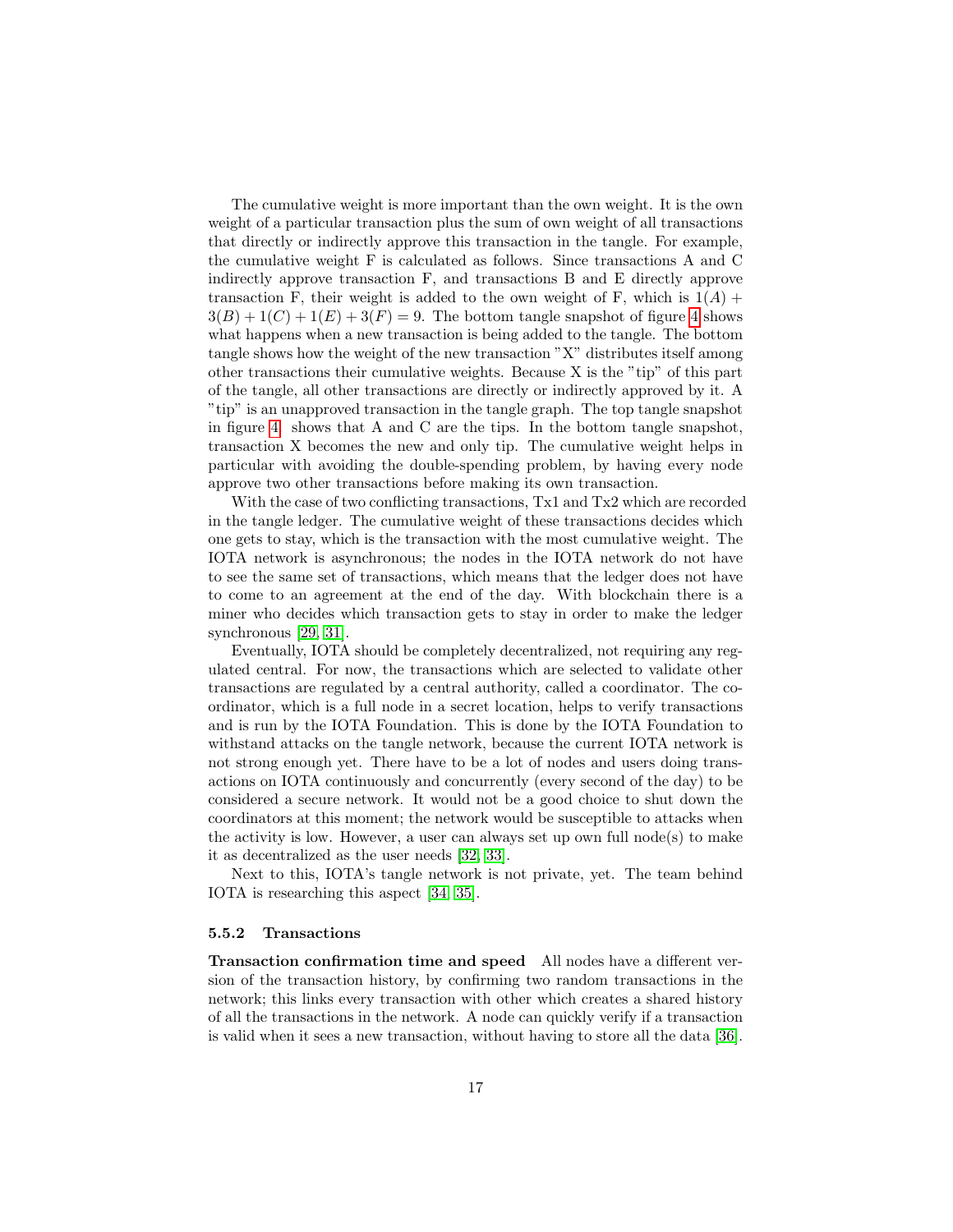The cumulative weight is more important than the own weight. It is the own weight of a particular transaction plus the sum of own weight of all transactions that directly or indirectly approve this transaction in the tangle. For example, the cumulative weight F is calculated as follows. Since transactions A and C indirectly approve transaction F, and transactions B and E directly approve transaction F, their weight is added to the own weight of F, which is $1(A) + 3(B) + 1(C) + 1(E) + 3(F) = 9$. The bottom tangle snapshot of figure 4 shows what happens when a new transaction is being added to the tangle. The bottom tangle shows how the weight of the new transaction "X" distributes itself among other transactions their cumulative weights. Because X is the "tip" of this part of the tangle, all other transactions are directly or indirectly approved by it. A "tip" is an unapproved transaction in the tangle graph. The top tangle snapshot in figure 4 shows that A and C are the tips. In the bottom tangle snapshot, transaction X becomes the new and only tip. The cumulative weight helps in particular with avoiding the double-spending problem, by having every node approve two other transactions before making its own transaction.

With the case of two conflicting transactions, Tx1 and Tx2 which are recorded in the tangle ledger. The cumulative weight of these transactions decides which one gets to stay, which is the transaction with the most cumulative weight. The IOTA network is asynchronous; the nodes in the IOTA network do not have to see the same set of transactions, which means that the ledger does not have to come to an agreement at the end of the day. With blockchain there is a miner who decides which transaction gets to stay in order to make the ledger synchronous [29, 31].

Eventually, IOTA should be completely decentralized, not requiring any regulated central. For now, the transactions which are selected to validate other transactions are regulated by a central authority, called a coordinator. The coordinator, which is a full node in a secret location, helps to verify transactions and is run by the IOTA Foundation. This is done by the IOTA Foundation to withstand attacks on the tangle network, because the current IOTA network is not strong enough yet. There have to be a lot of nodes and users doing transactions on IOTA continuously and concurrently (every second of the day) to be considered a secure network. It would not be a good choice to shut down the coordinators at this moment; the network would be susceptible to attacks when the activity is low. However, a user can always set up own full node(s) to make it as decentralized as the user needs [32, 33].

Next to this, IOTA's tangle network is not private, yet. The team behind IOTA is researching this aspect [34, 35].

### 5.5.2 Transactions

**Transaction confirmation time and speed** All nodes have a different version of the transaction history, by confirming two random transactions in the network; this links every transaction with other which creates a shared history of all the transactions in the network. A node can quickly verify if a transaction is valid when it sees a new transaction, without having to store all the data [36].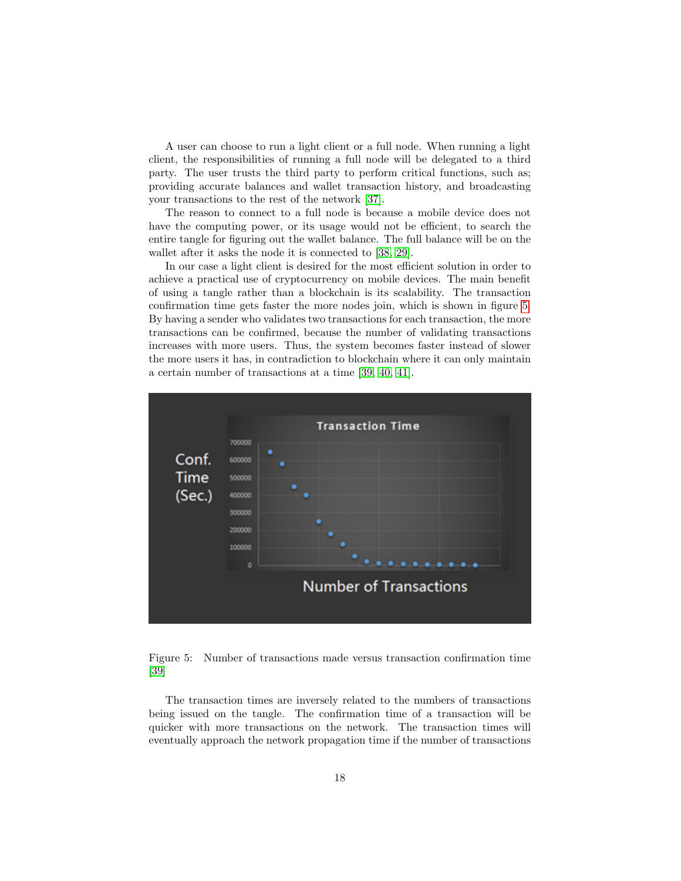A user can choose to run a light client or a full node. When running a light client, the responsibilities of running a full node will be delegated to a third party. The user trusts the third party to perform critical functions, such as; providing accurate balances and wallet transaction history, and broadcasting your transactions to the rest of the network [37].

The reason to connect to a full node is because a mobile device does not have the computing power, or its usage would not be efficient, to search the entire tangle for figuring out the wallet balance. The full balance will be on the wallet after it asks the node it is connected to [38, 29].

In our case a light client is desired for the most efficient solution in order to achieve a practical use of cryptocurrency on mobile devices. The main benefit of using a tangle rather than a blockchain is its scalability. The transaction confirmation time gets faster the more nodes join, which is shown in figure 5. By having a sender who validates two transactions for each transaction, the more transactions can be confirmed, because the number of validating transactions increases with more users. Thus, the system becomes faster instead of slower the more users it has, in contradiction to blockchain where it can only maintain a certain number of transactions at a time [39, 40, 41].

Figure 5: Number of transactions made versus transaction confirmation time [39]

The transaction times are inversely related to the numbers of transactions being issued on the tangle. The confirmation time of a transaction will be quicker with more transactions on the network. The transaction times will eventually approach the network propagation time if the number of transactions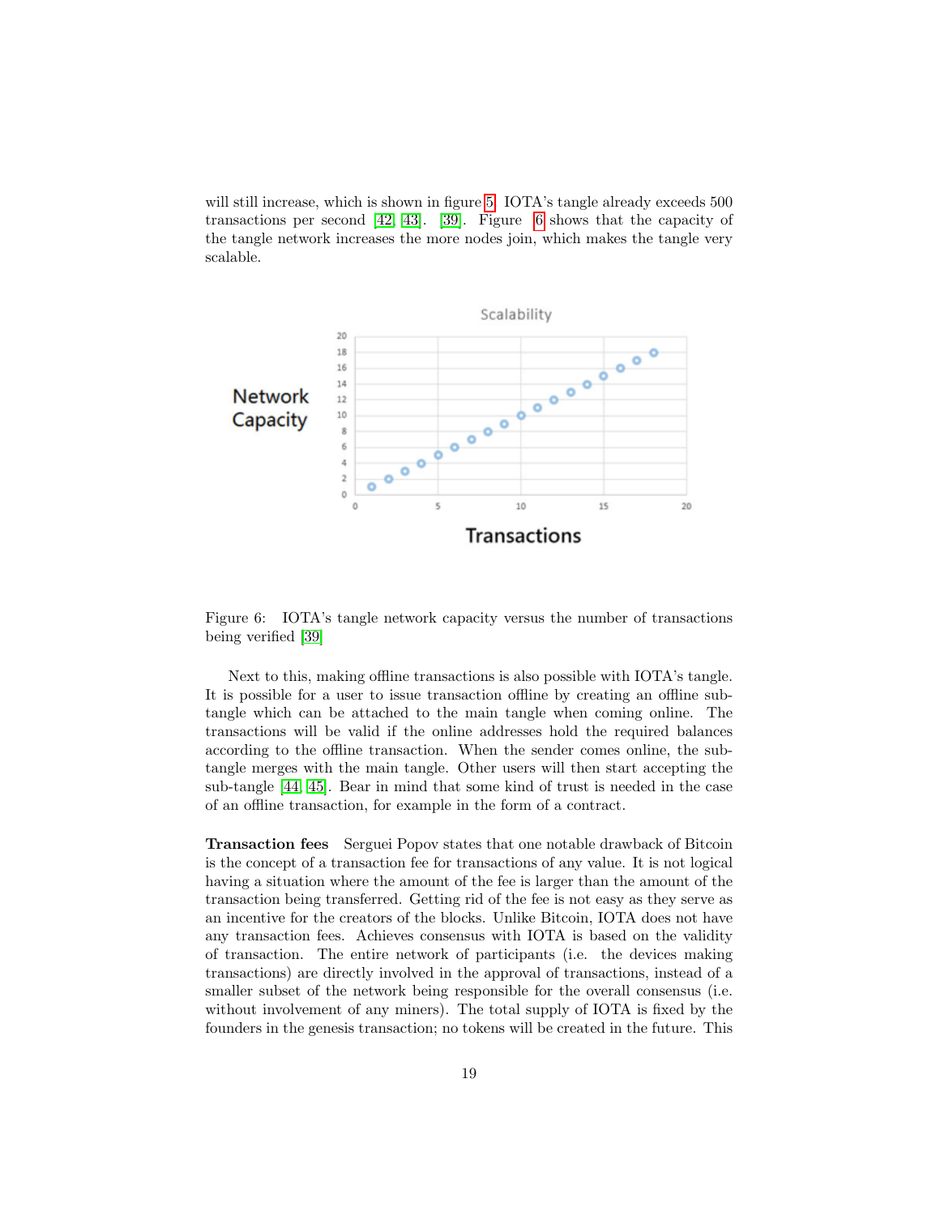will still increase, which is shown in figure 5. IOTA's tangle already exceeds 500 transactions per second [42, 43]. [39]. Figure 6 shows that the capacity of the tangle network increases the more nodes join, which makes the tangle very scalable.

Figure 6: IOTA's tangle network capacity versus the number of transactions being verified [39]

Next to this, making offline transactions is also possible with IOTA's tangle. It is possible for a user to issue transaction offline by creating an offline sub-tangle which can be attached to the main tangle when coming online. The transactions will be valid if the online addresses hold the required balances according to the offline transaction. When the sender comes online, the sub-tangle merges with the main tangle. Other users will then start accepting the sub-tangle [44, 45]. Bear in mind that some kind of trust is needed in the case of an offline transaction, for example in the form of a contract.

**Transaction fees** Serguei Popov states that one notable drawback of Bitcoin is the concept of a transaction fee for transactions of any value. It is not logical having a situation where the amount of the fee is larger than the amount of the transaction being transferred. Getting rid of the fee is not easy as they serve as an incentive for the creators of the blocks. Unlike Bitcoin, IOTA does not have any transaction fees. Achieves consensus with IOTA is based on the validity of transaction. The entire network of participants (i.e. the devices making transactions) are directly involved in the approval of transactions, instead of a smaller subset of the network being responsible for the overall consensus (i.e. without involvement of any miners). The total supply of IOTA is fixed by the founders in the genesis transaction; no tokens will be created in the future. This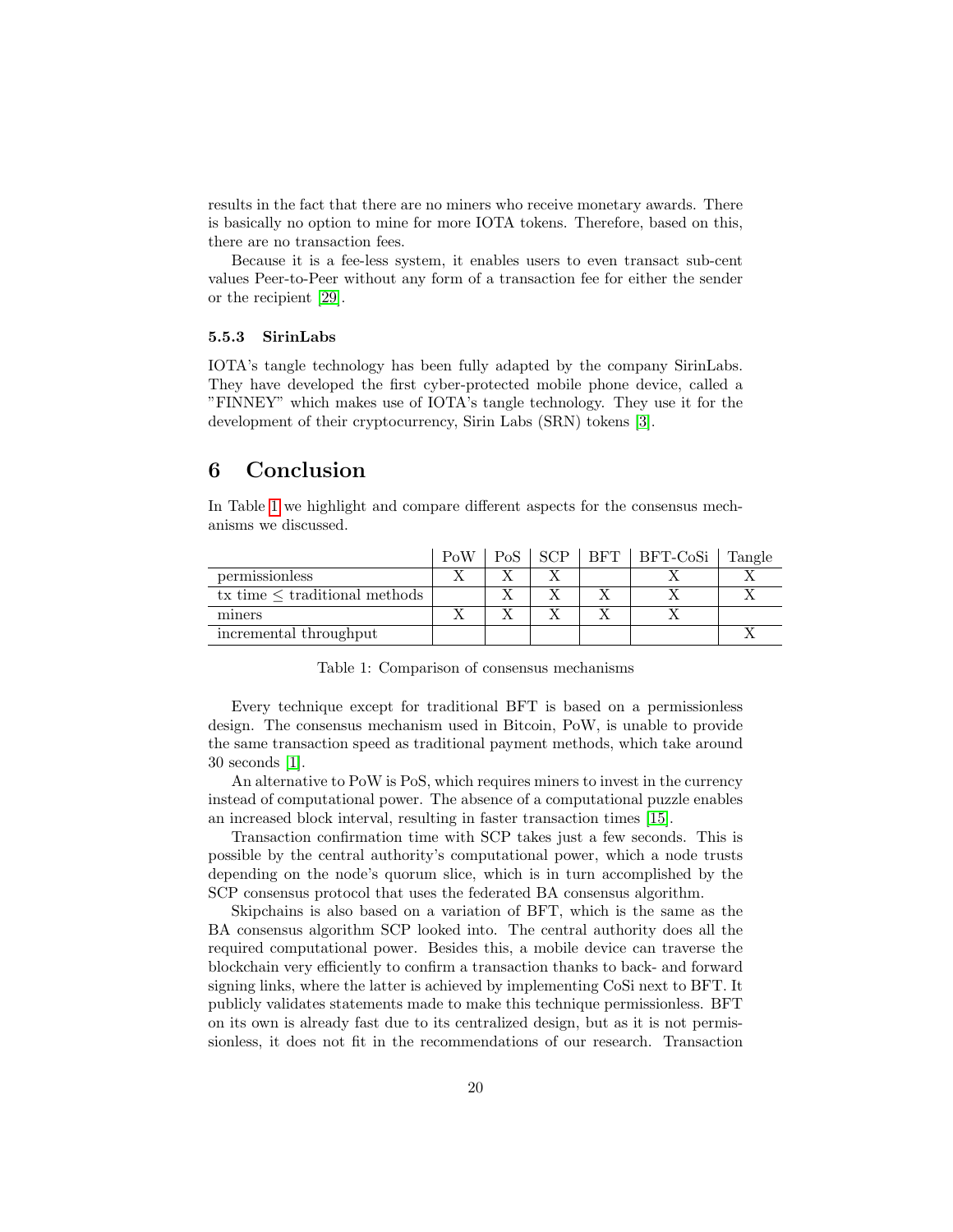results in the fact that there are no miners who receive monetary awards. There is basically no option to mine for more IOTA tokens. Therefore, based on this, there are no transaction fees.

Because it is a fee-less system, it enables users to even transact sub-cent values Peer-to-Peer without any form of a transaction fee for either the sender or the recipient [29].

### 5.5.3 SirinLabs

IOTA's tangle technology has been fully adapted by the company SirinLabs. They have developed the first cyber-protected mobile phone device, called a "FINNEY" which makes use of IOTA's tangle technology. They use it for the development of their cryptocurrency, Sirin Labs (SRN) tokens [3].

## 6 Conclusion

In Table 1 we highlight and compare different aspects for the consensus mechanisms we discussed.

| | PoW | PoS | SCP | BFT | BFT-CoSi | Tangle |
|---|---|---|---|---|---|---|
| permissionless | X | X | X | | X | X |
| tx time $\leq$ traditional methods | | X | X | X | X | X |
| miners | X | X | X | X | X | |
| incremental throughput | | | | | | X |

Table 1: Comparison of consensus mechanisms

Every technique except for traditional BFT is based on a permissionless design. The consensus mechanism used in Bitcoin, PoW, is unable to provide the same transaction speed as traditional payment methods, which take around 30 seconds [1].

An alternative to PoW is PoS, which requires miners to invest in the currency instead of computational power. The absence of a computational puzzle enables an increased block interval, resulting in faster transaction times [15].

Transaction confirmation time with SCP takes just a few seconds. This is possible by the central authority's computational power, which a node trusts depending on the node's quorum slice, which is in turn accomplished by the SCP consensus protocol that uses the federated BA consensus algorithm.

Skipchains is also based on a variation of BFT, which is the same as the BA consensus algorithm SCP looked into. The central authority does all the required computational power. Besides this, a mobile device can traverse the blockchain very efficiently to confirm a transaction thanks to back- and forward signing links, where the latter is achieved by implementing CoSi next to BFT. It publicly validates statements made to make this technique permissionless. BFT on its own is already fast due to its centralized design, but as it is not permissionless, it does not fit in the recommendations of our research. Transaction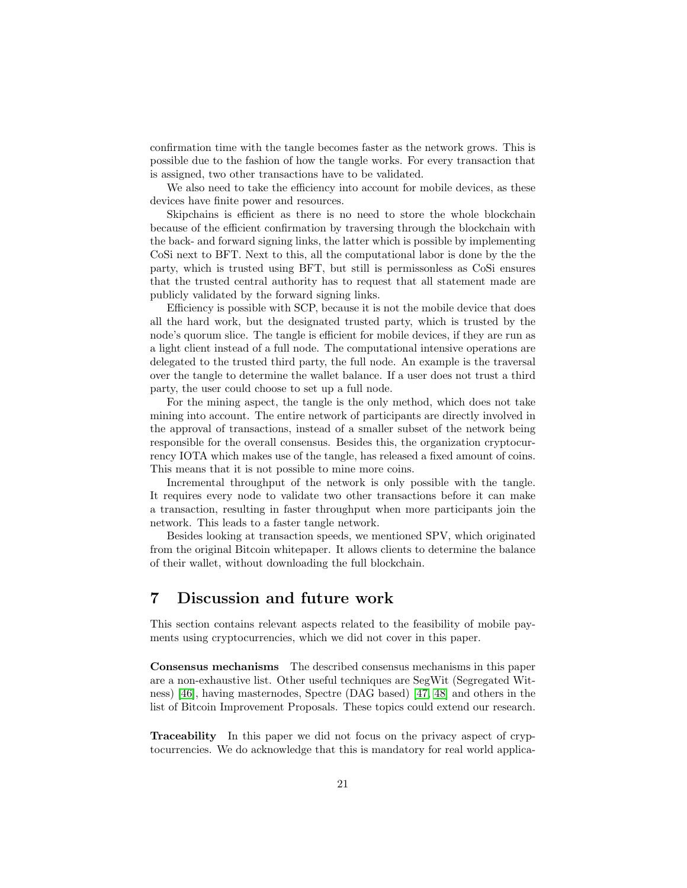confirmation time with the tangle becomes faster as the network grows. This is possible due to the fashion of how the tangle works. For every transaction that is assigned, two other transactions have to be validated.

We also need to take the efficiency into account for mobile devices, as these devices have finite power and resources.

Skipchains is efficient as there is no need to store the whole blockchain because of the efficient confirmation by traversing through the blockchain with the back- and forward signing links, the latter which is possible by implementing CoSi next to BFT. Next to this, all the computational labor is done by the the party, which is trusted using BFT, but still is permissonless as CoSi ensures that the trusted central authority has to request that all statement made are publicly validated by the forward signing links.

Efficiency is possible with SCP, because it is not the mobile device that does all the hard work, but the designated trusted party, which is trusted by the node's quorum slice. The tangle is efficient for mobile devices, if they are run as a light client instead of a full node. The computational intensive operations are delegated to the trusted third party, the full node. An example is the traversal over the tangle to determine the wallet balance. If a user does not trust a third party, the user could choose to set up a full node.

For the mining aspect, the tangle is the only method, which does not take mining into account. The entire network of participants are directly involved in the approval of transactions, instead of a smaller subset of the network being responsible for the overall consensus. Besides this, the organization cryptocurrency IOTA which makes use of the tangle, has released a fixed amount of coins. This means that it is not possible to mine more coins.

Incremental throughput of the network is only possible with the tangle. It requires every node to validate two other transactions before it can make a transaction, resulting in faster throughput when more participants join the network. This leads to a faster tangle network.

Besides looking at transaction speeds, we mentioned SPV, which originated from the original Bitcoin whitepaper. It allows clients to determine the balance of their wallet, without downloading the full blockchain.

# 7 Discussion and future work

This section contains relevant aspects related to the feasibility of mobile payments using cryptocurrencies, which we did not cover in this paper.

**Consensus mechanisms** The described consensus mechanisms in this paper are a non-exhaustive list. Other useful techniques are SegWit (Segregated Witness) [46], having masternodes, Spectre (DAG based) [47, 48] and others in the list of Bitcoin Improvement Proposals. These topics could extend our research.

**Traceability** In this paper we did not focus on the privacy aspect of cryptocurrencies. We do acknowledge that this is mandatory for real world applica-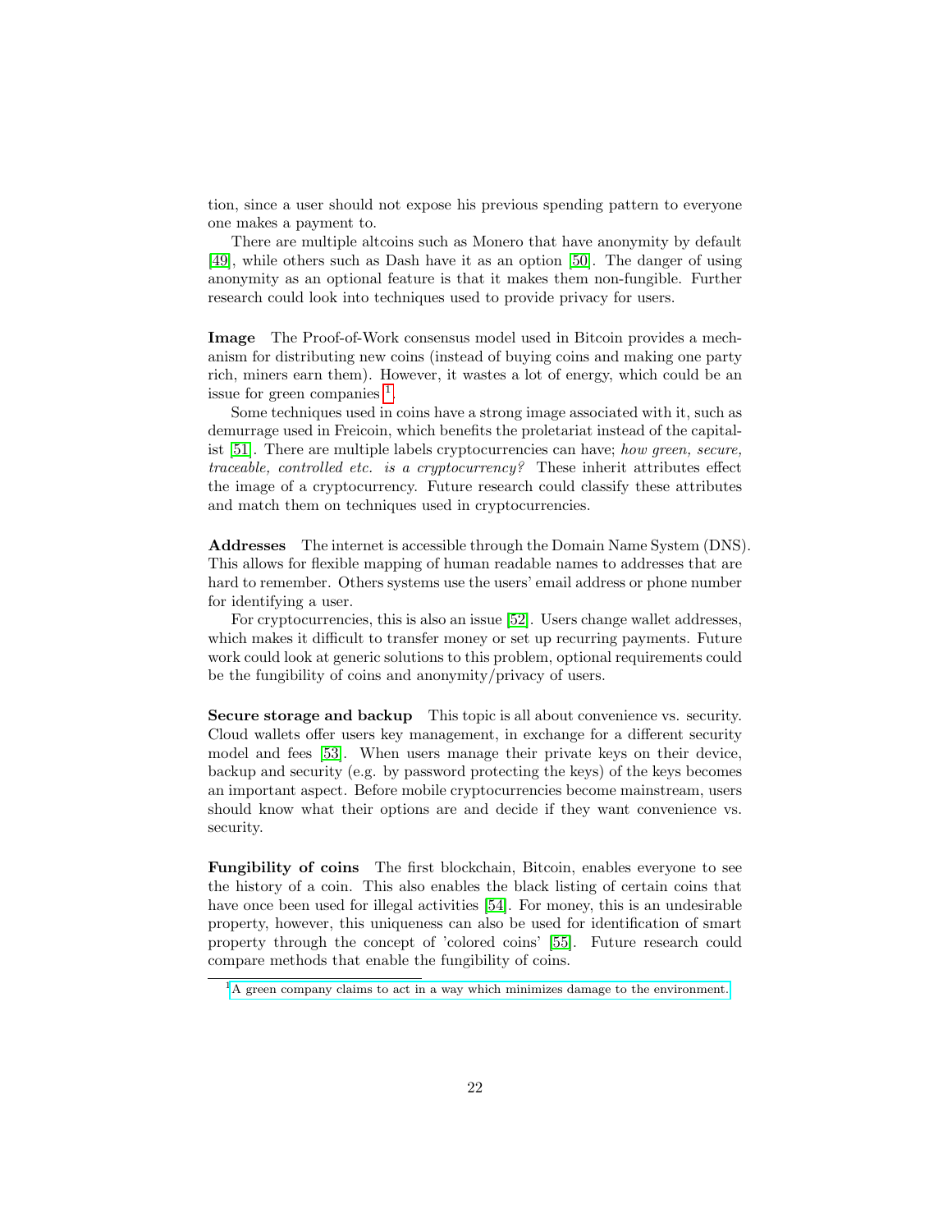tion, since a user should not expose his previous spending pattern to everyone one makes a payment to.

There are multiple altcoins such as Monero that have anonymity by default [49], while others such as Dash have it as an option [50]. The danger of using anonymity as an optional feature is that it makes them non-fungible. Further research could look into techniques used to provide privacy for users.

**Image** The Proof-of-Work consensus model used in Bitcoin provides a mechanism for distributing new coins (instead of buying coins and making one party rich, miners earn them). However, it wastes a lot of energy, which could be an issue for green companies [1].

Some techniques used in coins have a strong image associated with it, such as demurrage used in Freicoin, which benefits the proletariat instead of the capitalist [51]. There are multiple labels cryptocurrencies can have; *how green, secure, traceable, controlled etc. is a cryptocurrency?* These inherit attributes effect the image of a cryptocurrency. Future research could classify these attributes and match them on techniques used in cryptocurrencies.

**Addresses** The internet is accessible through the Domain Name System (DNS). This allows for flexible mapping of human readable names to addresses that are hard to remember. Others systems use the users' email address or phone number for identifying a user.

For cryptocurrencies, this is also an issue [52]. Users change wallet addresses, which makes it difficult to transfer money or set up recurring payments. Future work could look at generic solutions to this problem, optional requirements could be the fungibility of coins and anonymity/privacy of users.

**Secure storage and backup** This topic is all about convenience vs. security. Cloud wallets offer users key management, in exchange for a different security model and fees [53]. When users manage their private keys on their device, backup and security (e.g. by password protecting the keys) of the keys becomes an important aspect. Before mobile cryptocurrencies become mainstream, users should know what their options are and decide if they want convenience vs. security.

**Fungibility of coins** The first blockchain, Bitcoin, enables everyone to see the history of a coin. This also enables the black listing of certain coins that have once been used for illegal activities [54]. For money, this is an undesirable property, however, this uniqueness can also be used for identification of smart property through the concept of 'colored coins' [55]. Future research could compare methods that enable the fungibility of coins.

[1] A green company claims to act in a way which minimizes damage to the environment.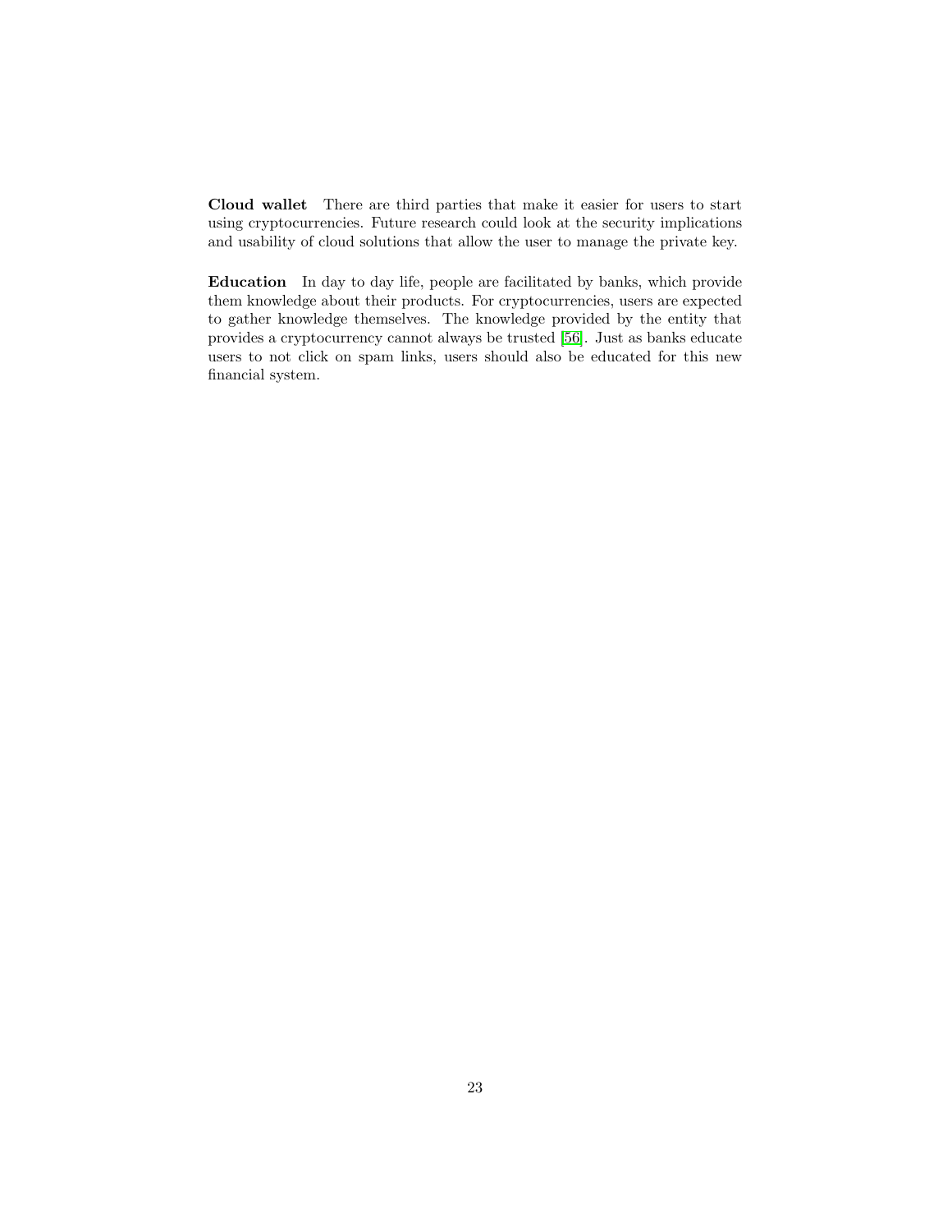**Cloud wallet** There are third parties that make it easier for users to start using cryptocurrencies. Future research could look at the security implications and usability of cloud solutions that allow the user to manage the private key.

**Education** In day to day life, people are facilitated by banks, which provide them knowledge about their products. For cryptocurrencies, users are expected to gather knowledge themselves. The knowledge provided by the entity that provides a cryptocurrency cannot always be trusted [56]. Just as banks educate users to not click on spam links, users should also be educated for this new financial system.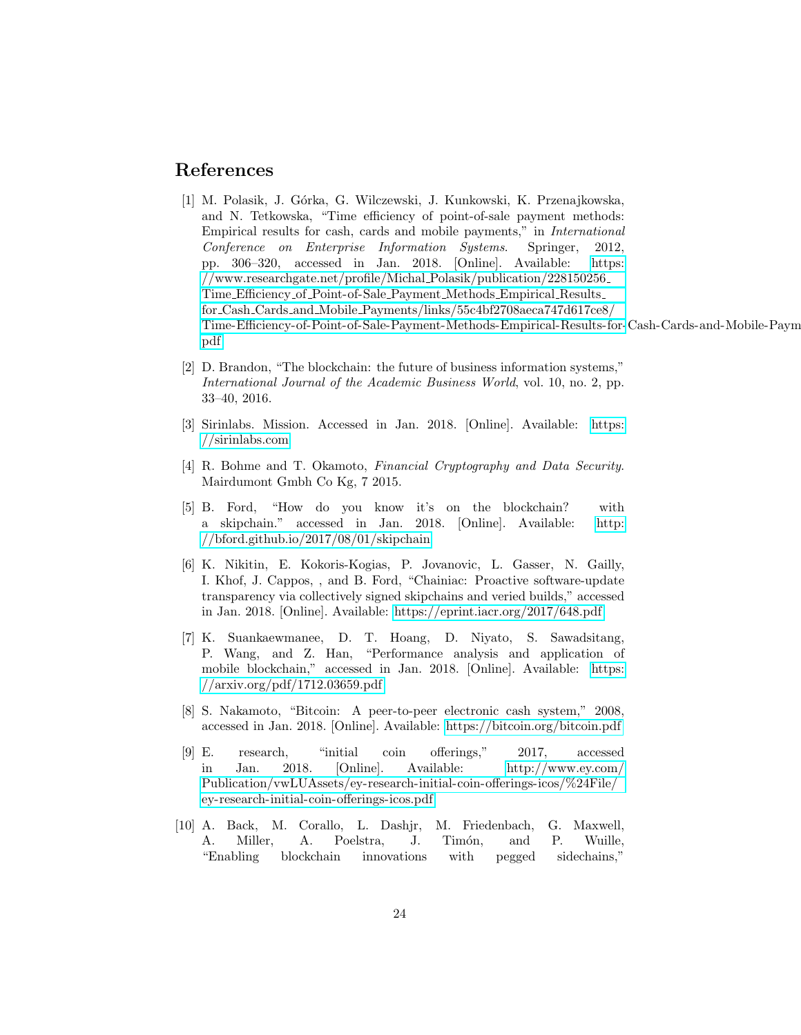# References

[1] M. Polasik, J. Górka, G. Wilczewski, J. Kunkowski, K. Przenajkowska, and N. Tetkowska, "Time efficiency of point-of-sale payment methods: Empirical results for cash, cards and mobile payments," in *International Conference on Enterprise Information Systems*. Springer, 2012, pp. 306–320, accessed in Jan. 2018. [Online]. Available: https://www.researchgate.net/profile/Michal_Polasik/publication/228150256_Time_Efficiency_of_Point-of-Sale_Payment_Methods_Empirical_Results_for_Cash_Cards_and_Mobile_Payments/links/55c4bf2708aeca747d617ce8/Time-Efficiency-of-Point-of-Sale-Payment-Methods-Empirical-Results-for-Cash-Cards-and-Mobile-Paym pdf

[2] D. Brandon, "The blockchain: the future of business information systems," *International Journal of the Academic Business World*, vol. 10, no. 2, pp. 33–40, 2016.

[3] Sirinlabs. Mission. Accessed in Jan. 2018. [Online]. Available: https://sirinlabs.com

[4] R. Bohme and T. Okamoto, *Financial Cryptography and Data Security*. Mairdumont Gmbh Co Kg, 7 2015.

[5] B. Ford, "How do you know it's on the blockchain? with a skipchain." accessed in Jan. 2018. [Online]. Available: http://bford.github.io/2017/08/01/skipchain

[6] K. Nikitin, E. Kokoris-Kogias, P. Jovanovic, L. Gasser, N. Gailly, I. Khof, J. Cappos, , and B. Ford, "Chainiac: Proactive software-update transparency via collectively signed skipchains and veried builds," accessed in Jan. 2018. [Online]. Available: https://eprint.iacr.org/2017/648.pdf

[7] K. Suankaewmanee, D. T. Hoang, D. Niyato, S. Sawadsitang, P. Wang, and Z. Han, "Performance analysis and application of mobile blockchain," accessed in Jan. 2018. [Online]. Available: https://arxiv.org/pdf/1712.03659.pdf

[8] S. Nakamoto, "Bitcoin: A peer-to-peer electronic cash system," 2008, accessed in Jan. 2018. [Online]. Available: https://bitcoin.org/bitcoin.pdf

[9] E. research, "initial coin offerings," 2017, accessed in Jan. 2018. [Online]. Available: http://www.ey.com/Publication/vwLUAssets/ey-research-initial-coin-offerings-icos/%24File/ey-research-initial-coin-offerings-icos.pdf

[10] A. Back, M. Corallo, L. Dashjr, M. Friedenbach, G. Maxwell, A. Miller, A. Poelstra, J. Timón, and P. Wuille, "Enabling blockchain innovations with pegged sidechains,"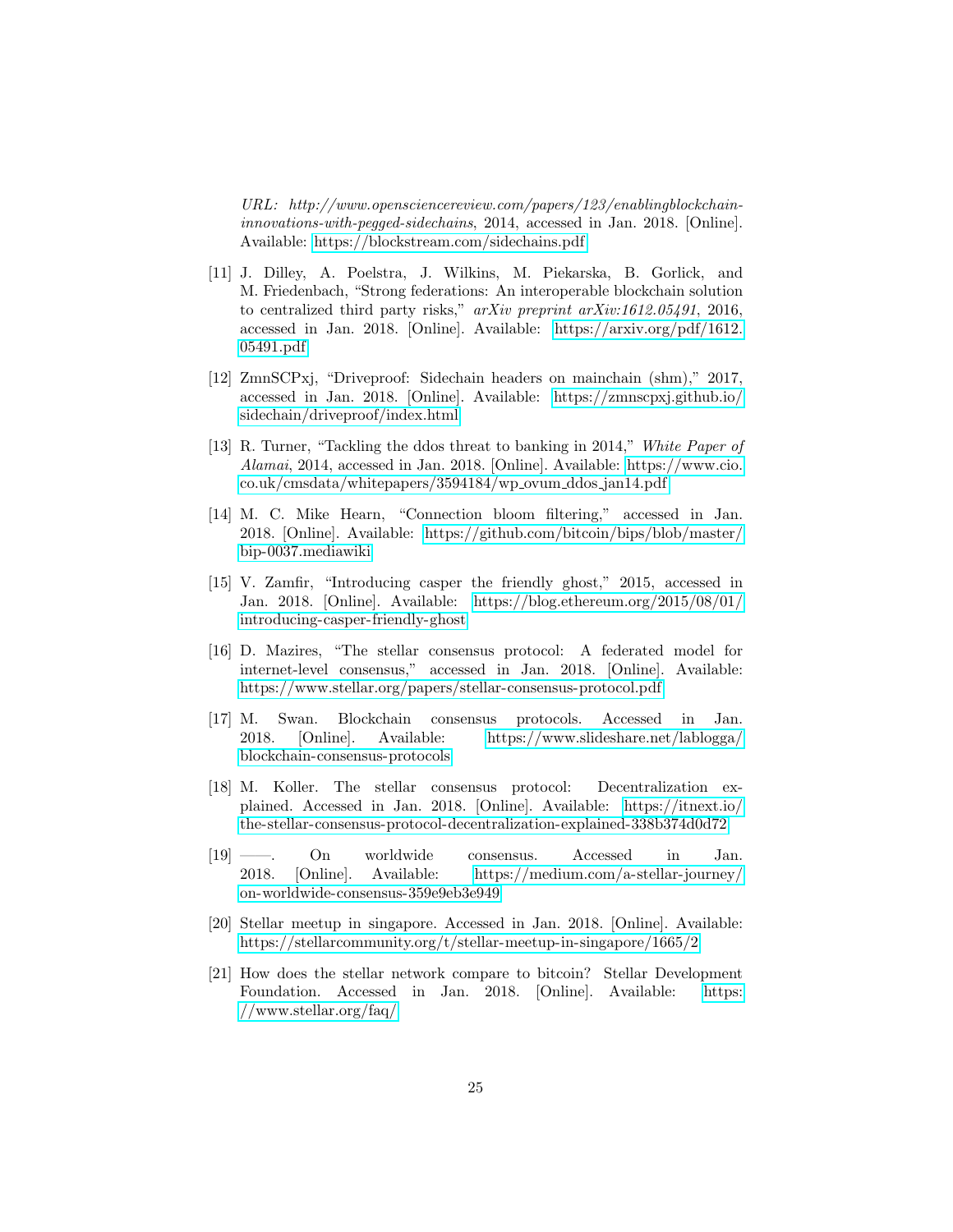*URL: http://www.opensciencereview.com/papers/123/enablingblockchain-innovations-with-pegged-sidechains*, 2014, accessed in Jan. 2018. [Online]. Available: https://blockstream.com/sidechains.pdf

[11] J. Dilley, A. Poelstra, J. Wilkins, M. Piekarska, B. Gorlick, and M. Friedenbach, "Strong federations: An interoperable blockchain solution to centralized third party risks," *arXiv preprint arXiv:1612.05491*, 2016, accessed in Jan. 2018. [Online]. Available: https://arxiv.org/pdf/1612.05491.pdf

[12] ZmnSCPxj, "Driveproof: Sidechain headers on mainchain (shm)," 2017, accessed in Jan. 2018. [Online]. Available: https://zmnscpxj.github.io/sidechain/driveproof/index.html

[13] R. Turner, "Tackling the ddos threat to banking in 2014," *White Paper of Alamai*, 2014, accessed in Jan. 2018. [Online]. Available: https://www.cio.co.uk/cmsdata/whitepapers/3594184/wp_ovum_ddos_jan14.pdf

[14] M. C. Mike Hearn, "Connection bloom filtering," accessed in Jan. 2018. [Online]. Available: https://github.com/bitcoin/bips/blob/master/bip-0037.mediawiki

[15] V. Zamfir, "Introducing casper the friendly ghost," 2015, accessed in Jan. 2018. [Online]. Available: https://blog.ethereum.org/2015/08/01/introducing-casper-friendly-ghost

[16] D. Mazires, "The stellar consensus protocol: A federated model for internet-level consensus," accessed in Jan. 2018. [Online]. Available: https://www.stellar.org/papers/stellar-consensus-protocol.pdf

[17] M. Swan. Blockchain consensus protocols. Accessed in Jan. 2018. [Online]. Available: https://www.slideshare.net/lablogga/blockchain-consensus-protocols

[18] M. Koller. The stellar consensus protocol: Decentralization explained. Accessed in Jan. 2018. [Online]. Available: https://itnext.io/the-stellar-consensus-protocol-decentralization-explained-338b374d0d72

[19] ——. On worldwide consensus. Accessed in Jan. 2018. [Online]. Available: https://medium.com/a-stellar-journey/on-worldwide-consensus-359e9eb3e949

[20] Stellar meetup in singapore. Accessed in Jan. 2018. [Online]. Available: https://stellarcommunity.org/t/stellar-meetup-in-singapore/1665/2

[21] How does the stellar network compare to bitcoin? Stellar Development Foundation. Accessed in Jan. 2018. [Online]. Available: https://www.stellar.org/faq/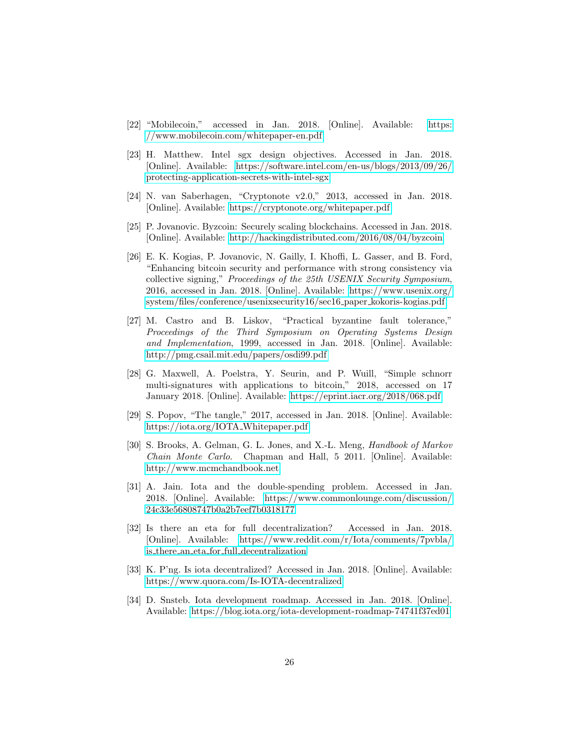[22] "Mobilecoin," accessed in Jan. 2018. [Online]. Available: https://www.mobilecoin.com/whitepaper-en.pdf

[23] H. Matthew. Intel sgx design objectives. Accessed in Jan. 2018. [Online]. Available: https://software.intel.com/en-us/blogs/2013/09/26/protecting-application-secrets-with-intel-sgx

[24] N. van Saberhagen, "Cryptonote v2.0," 2013, accessed in Jan. 2018. [Online]. Available: https://cryptonote.org/whitepaper.pdf

[25] P. Jovanovic. Byzcoin: Securely scaling blockchains. Accessed in Jan. 2018. [Online]. Available: http://hackingdistributed.com/2016/08/04/byzcoin

[26] E. K. Kogias, P. Jovanovic, N. Gailly, I. Khoffi, L. Gasser, and B. Ford, "Enhancing bitcoin security and performance with strong consistency via collective signing," *Proceedings of the 25th USENIX Security Symposium*, 2016, accessed in Jan. 2018. [Online]. Available: https://www.usenix.org/system/files/conference/usenixsecurity16/sec16_paper_kokoris-kogias.pdf

[27] M. Castro and B. Liskov, "Practical byzantine fault tolerance," *Proceedings of the Third Symposium on Operating Systems Design and Implementation*, 1999, accessed in Jan. 2018. [Online]. Available: http://pmg.csail.mit.edu/papers/osdi99.pdf

[28] G. Maxwell, A. Poelstra, Y. Seurin, and P. Wuill, "Simple schnorr multi-signatures with applications to bitcoin," 2018, accessed on 17 January 2018. [Online]. Available: https://eprint.iacr.org/2018/068.pdf

[29] S. Popov, "The tangle," 2017, accessed in Jan. 2018. [Online]. Available: https://iota.org/IOTA_Whitepaper.pdf

[30] S. Brooks, A. Gelman, G. L. Jones, and X.-L. Meng, *Handbook of Markov Chain Monte Carlo*. Chapman and Hall, 5 2011. [Online]. Available: http://www.mcmchandbook.net

[31] A. Jain. Iota and the double-spending problem. Accessed in Jan. 2018. [Online]. Available: https://www.commonlounge.com/discussion/24c33e56808747b0a2b7eef7b0318177

[32] Is there an eta for full decentralization? Accessed in Jan. 2018. [Online]. Available: https://www.reddit.com/r/Iota/comments/7pvbla/is_there_an_eta_for_full_decentralization

[33] K. P'ng. Is iota decentralized? Accessed in Jan. 2018. [Online]. Available: https://www.quora.com/Is-IOTA-decentralized

[34] D. Snsteb. Iota development roadmap. Accessed in Jan. 2018. [Online]. Available: https://blog.iota.org/iota-development-roadmap-74741f37ed01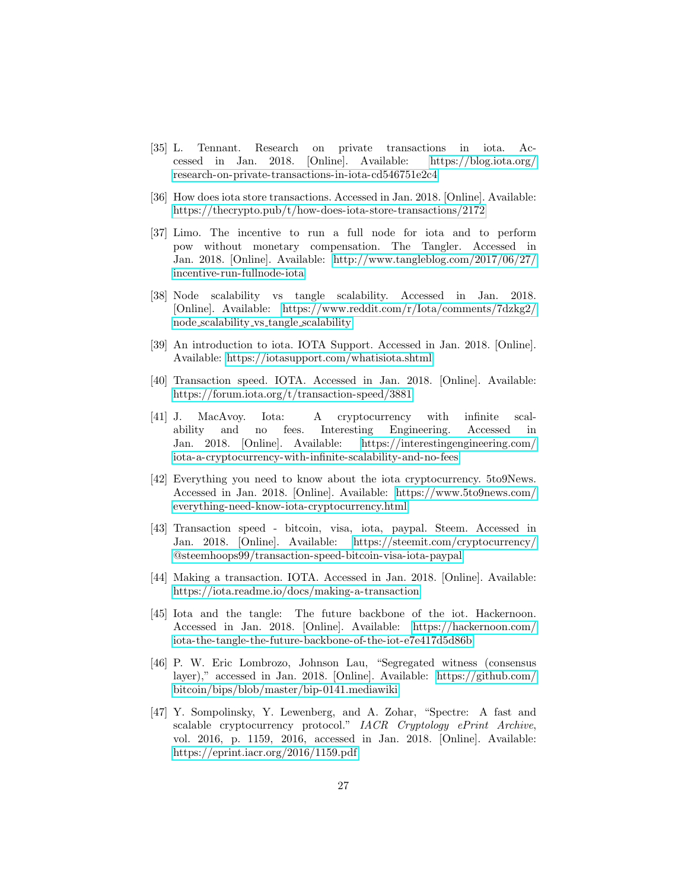[35] L. Tennant. Research on private transactions in iota. Accessed in Jan. 2018. [Online]. Available: https://blog.iota.org/research-on-private-transactions-in-iota-cd546751e2c4

[36] How does iota store transactions. Accessed in Jan. 2018. [Online]. Available: https://thecrypto.pub/t/how-does-iota-store-transactions/2172

[37] Limo. The incentive to run a full node for iota and to perform pow without monetary compensation. The Tangler. Accessed in Jan. 2018. [Online]. Available: http://www.tangleblog.com/2017/06/27/incentive-run-fullnode-iota

[38] Node scalability vs tangle scalability. Accessed in Jan. 2018. [Online]. Available: https://www.reddit.com/r/Iota/comments/7dzkg2/node_scalability_vs_tangle_scalability

[39] An introduction to iota. IOTA Support. Accessed in Jan. 2018. [Online]. Available: https://iotasupport.com/whatisiota.shtml

[40] Transaction speed. IOTA. Accessed in Jan. 2018. [Online]. Available: https://forum.iota.org/t/transaction-speed/3881

[41] J. MacAvoy. Iota: A cryptocurrency with infinite scalability and no fees. Interesting Engineering. Accessed in Jan. 2018. [Online]. Available: https://interestingengineering.com/iota-a-cryptocurrency-with-infinite-scalability-and-no-fees

[42] Everything you need to know about the iota cryptocurrency. 5to9News. Accessed in Jan. 2018. [Online]. Available: https://www.5to9news.com/everything-need-know-iota-cryptocurrency.html

[43] Transaction speed - bitcoin, visa, iota, paypal. Steem. Accessed in Jan. 2018. [Online]. Available: https://steemit.com/cryptocurrency/@steemhoops99/transaction-speed-bitcoin-visa-iota-paypal

[44] Making a transaction. IOTA. Accessed in Jan. 2018. [Online]. Available: https://iota.readme.io/docs/making-a-transaction

[45] Iota and the tangle: The future backbone of the iot. Hackernoon. Accessed in Jan. 2018. [Online]. Available: https://hackernoon.com/iota-the-tangle-the-future-backbone-of-the-iot-e7e417d5d86b

[46] P. W. Eric Lombrozo, Johnson Lau, "Segregated witness (consensus layer)," accessed in Jan. 2018. [Online]. Available: https://github.com/bitcoin/bips/blob/master/bip-0141.mediawiki

[47] Y. Sompolinsky, Y. Lewenberg, and A. Zohar, "Spectre: A fast and scalable cryptocurrency protocol." *IACR Cryptology ePrint Archive*, vol. 2016, p. 1159, 2016, accessed in Jan. 2018. [Online]. Available: https://eprint.iacr.org/2016/1159.pdf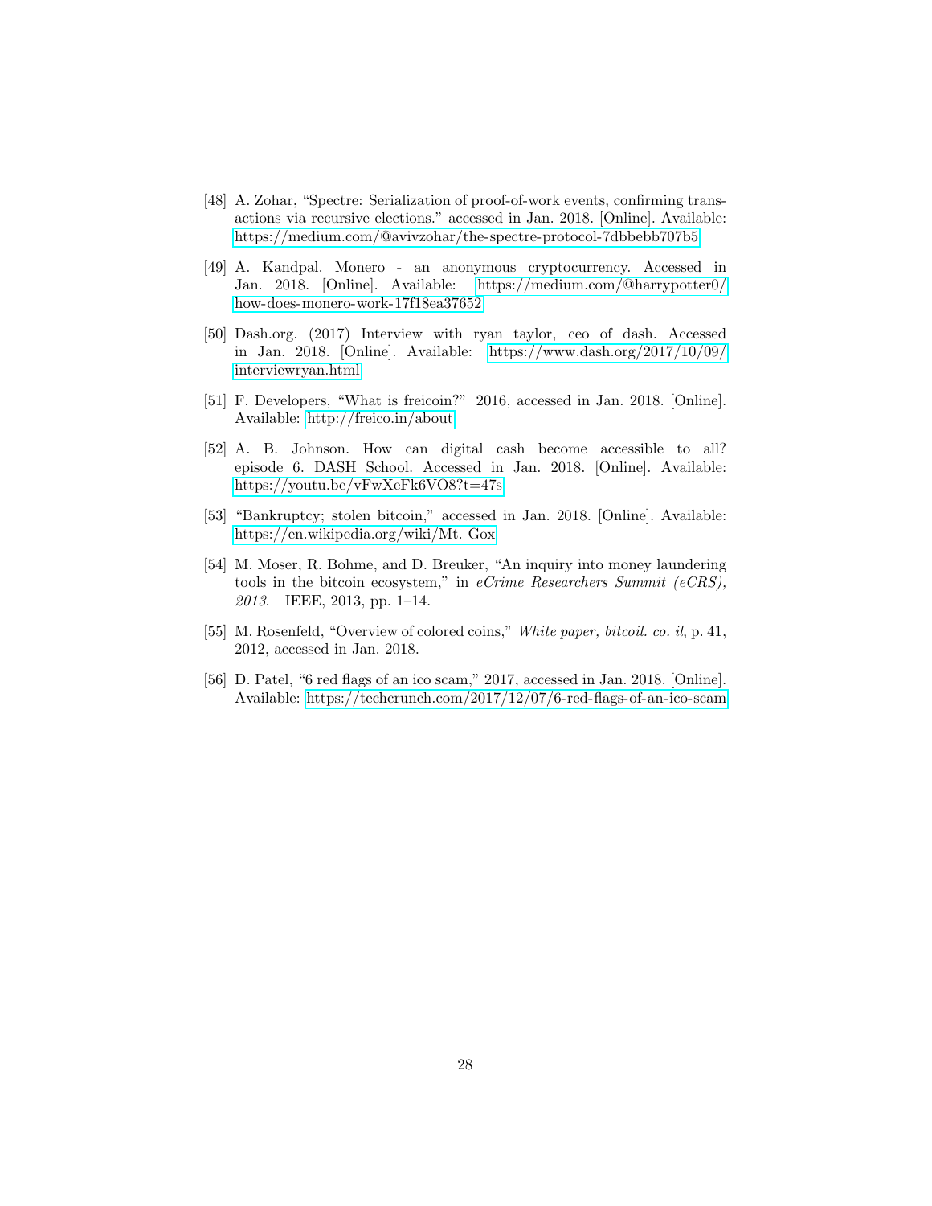[48] A. Zohar, "Spectre: Serialization of proof-of-work events, confirming transactions via recursive elections." accessed in Jan. 2018. [Online]. Available: https://medium.com/@avivzohar/the-spectre-protocol-7dbbebb707b5

[49] A. Kandpal. Monero - an anonymous cryptocurrency. Accessed in Jan. 2018. [Online]. Available: https://medium.com/@harrypotter0/how-does-monero-work-17f18ea37652

[50] Dash.org. (2017) Interview with ryan taylor, ceo of dash. Accessed in Jan. 2018. [Online]. Available: https://www.dash.org/2017/10/09/interviewryan.html

[51] F. Developers, "What is freicoin?" 2016, accessed in Jan. 2018. [Online]. Available: http://freico.in/about

[52] A. B. Johnson. How can digital cash become accessible to all? episode 6. DASH School. Accessed in Jan. 2018. [Online]. Available: https://youtu.be/vFwXeFk6VO8?t=47s

[53] "Bankruptcy; stolen bitcoin," accessed in Jan. 2018. [Online]. Available: https://en.wikipedia.org/wiki/Mt._Gox

[54] M. Moser, R. Bohme, and D. Breuker, "An inquiry into money laundering tools in the bitcoin ecosystem," in *eCrime Researchers Summit (eCRS), 2013*. IEEE, 2013, pp. 1–14.

[55] M. Rosenfeld, "Overview of colored coins," *White paper, bitcoil. co. il*, p. 41, 2012, accessed in Jan. 2018.

[56] D. Patel, "6 red flags of an ico scam," 2017, accessed in Jan. 2018. [Online]. Available: https://techcrunch.com/2017/12/07/6-red-flags-of-an-ico-scam